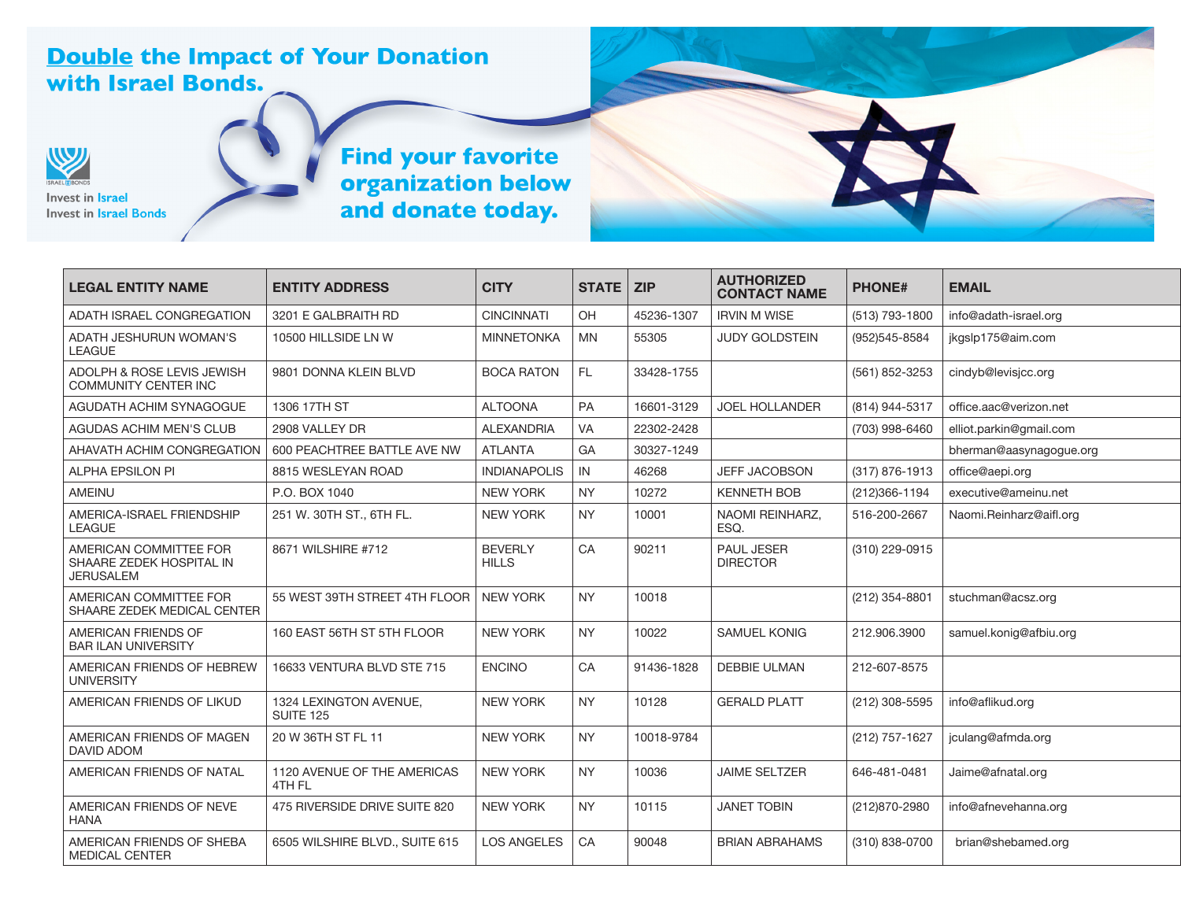# Double the Impact of Your Donation with Israel Bonds.

Invest in Israel
Invest in Israel Bonds

## Find your favorite organization below and donate today.

| LEGAL ENTITY NAME | ENTITY ADDRESS | CITY | STATE | ZIP | AUTHORIZED CONTACT NAME | PHONE# | EMAIL |
|---|---|---|---|---|---|---|---|
| ADATH ISRAEL CONGREGATION | 3201 E GALBRAITH RD | CINCINNATI | OH | 45236-1307 | IRVIN M WISE | (513) 793-1800 | info@adath-israel.org |
| ADATH JESHURUN WOMAN'S LEAGUE | 10500 HILLSIDE LN W | MINNETONKA | MN | 55305 | JUDY GOLDSTEIN | (952)545-8584 | jkgslp175@aim.com |
| ADOLPH & ROSE LEVIS JEWISH COMMUNITY CENTER INC | 9801 DONNA KLEIN BLVD | BOCA RATON | FL | 33428-1755 | | (561) 852-3253 | cindyb@levisjcc.org |
| AGUDATH ACHIM SYNAGOGUE | 1306 17TH ST | ALTOONA | PA | 16601-3129 | JOEL HOLLANDER | (814) 944-5317 | office.aac@verizon.net |
| AGUDAS ACHIM MEN'S CLUB | 2908 VALLEY DR | ALEXANDRIA | VA | 22302-2428 | | (703) 998-6460 | elliot.parkin@gmail.com |
| AHAVATH ACHIM CONGREGATION | 600 PEACHTREE BATTLE AVE NW | ATLANTA | GA | 30327-1249 | | | bherman@aasynagogue.org |
| ALPHA EPSILON PI | 8815 WESLEYAN ROAD | INDIANAPOLIS | IN | 46268 | JEFF JACOBSON | (317) 876-1913 | office@aepi.org |
| AMEINU | P.O. BOX 1040 | NEW YORK | NY | 10272 | KENNETH BOB | (212)366-1194 | executive@ameinu.net |
| AMERICA-ISRAEL FRIENDSHIP LEAGUE | 251 W. 30TH ST., 6TH FL. | NEW YORK | NY | 10001 | NAOMI REINHARZ, ESQ. | 516-200-2667 | Naomi.Reinharz@aifl.org |
| AMERICAN COMMITTEE FOR SHAARE ZEDEK HOSPITAL IN JERUSALEM | 8671 WILSHIRE #712 | BEVERLY HILLS | CA | 90211 | PAUL JESER DIRECTOR | (310) 229-0915 | |
| AMERICAN COMMITTEE FOR SHAARE ZEDEK MEDICAL CENTER | 55 WEST 39TH STREET 4TH FLOOR | NEW YORK | NY | 10018 | | (212) 354-8801 | stuchman@acsz.org |
| AMERICAN FRIENDS OF BAR ILAN UNIVERSITY | 160 EAST 56TH ST 5TH FLOOR | NEW YORK | NY | 10022 | SAMUEL KONIG | 212.906.3900 | samuel.konig@afbiu.org |
| AMERICAN FRIENDS OF HEBREW UNIVERSITY | 16633 VENTURA BLVD STE 715 | ENCINO | CA | 91436-1828 | DEBBIE ULMAN | 212-607-8575 | |
| AMERICAN FRIENDS OF LIKUD | 1324 LEXINGTON AVENUE, SUITE 125 | NEW YORK | NY | 10128 | GERALD PLATT | (212) 308-5595 | info@aflikud.org |
| AMERICAN FRIENDS OF MAGEN DAVID ADOM | 20 W 36TH ST FL 11 | NEW YORK | NY | 10018-9784 | | (212) 757-1627 | jculang@afmda.org |
| AMERICAN FRIENDS OF NATAL | 1120 AVENUE OF THE AMERICAS 4TH FL | NEW YORK | NY | 10036 | JAIME SELTZER | 646-481-0481 | Jaime@afnatal.org |
| AMERICAN FRIENDS OF NEVE HANA | 475 RIVERSIDE DRIVE SUITE 820 | NEW YORK | NY | 10115 | JANET TOBIN | (212)870-2980 | info@afnevehanna.org |
| AMERICAN FRIENDS OF SHEBA MEDICAL CENTER | 6505 WILSHIRE BLVD., SUITE 615 | LOS ANGELES | CA | 90048 | BRIAN ABRAHAMS | (310) 838-0700 | brian@shebamed.org |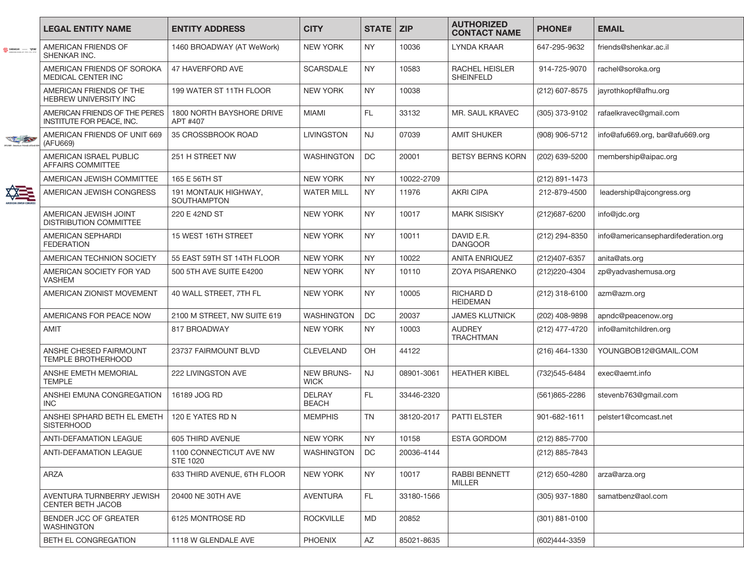| LEGAL ENTITY NAME | ENTITY ADDRESS | CITY | STATE | ZIP | AUTHORIZED CONTACT NAME | PHONE# | EMAIL |
|---|---|---|---|---|---|---|---|
| AMERICAN FRIENDS OF SHENKAR INC. | 1460 BROADWAY (AT WeWork) | NEW YORK | NY | 10036 | LYNDA KRAAR | 647-295-9632 | friends@shenkar.ac.il |
| AMERICAN FRIENDS OF SOROKA MEDICAL CENTER INC | 47 HAVERFORD AVE | SCARSDALE | NY | 10583 | RACHEL HEISLER SHEINFELD | 914-725-9070 | rachel@soroka.org |
| AMERICAN FRIENDS OF THE HEBREW UNIVERSITY INC | 199 WATER ST 11TH FLOOR | NEW YORK | NY | 10038 | | (212) 607-8575 | jayrothkopf@afhu.org |
| AMERICAN FRIENDS OF THE PERES INSTITUTE FOR PEACE, INC. | 1800 NORTH BAYSHORE DRIVE APT #407 | MIAMI | FL | 33132 | MR. SAUL KRAVEC | (305) 373-9102 | rafaelkravec@gmail.com |
| AMERICAN FRIENDS OF UNIT 669 (AFU669) | 35 CROSSBROOK ROAD | LIVINGSTON | NJ | 07039 | AMIT SHUKER | (908) 906-5712 | info@afu669.org, bar@afu669.org |
| AMERICAN ISRAEL PUBLIC AFFAIRS COMMITTEE | 251 H STREET NW | WASHINGTON | DC | 20001 | BETSY BERNS KORN | (202) 639-5200 | membership@aipac.org |
| AMERICAN JEWISH COMMITTEE | 165 E 56TH ST | NEW YORK | NY | 10022-2709 | | (212) 891-1473 | |
| AMERICAN JEWISH CONGRESS | 191 MONTAUK HIGHWAY, SOUTHAMPTON | WATER MILL | NY | 11976 | AKRI CIPA | 212-879-4500 | leadership@ajcongress.org |
| AMERICAN JEWISH JOINT DISTRIBUTION COMMITTEE | 220 E 42ND ST | NEW YORK | NY | 10017 | MARK SISISKY | (212)687-6200 | info@jdc.org |
| AMERICAN SEPHARDI FEDERATION | 15 WEST 16TH STREET | NEW YORK | NY | 10011 | DAVID E.R. DANGOOR | (212) 294-8350 | info@americansephardifederation.org |
| AMERICAN TECHNION SOCIETY | 55 EAST 59TH ST 14TH FLOOR | NEW YORK | NY | 10022 | ANITA ENRIQUEZ | (212)407-6357 | anita@ats.org |
| AMERICAN SOCIETY FOR YAD VASHEM | 500 5TH AVE SUITE E4200 | NEW YORK | NY | 10110 | ZOYA PISARENKO | (212)220-4304 | zp@yadvashemusa.org |
| AMERICAN ZIONIST MOVEMENT | 40 WALL STREET, 7TH FL | NEW YORK | NY | 10005 | RICHARD D HEIDEMAN | (212) 318-6100 | azm@azm.org |
| AMERICANS FOR PEACE NOW | 2100 M STREET, NW SUITE 619 | WASHINGTON | DC | 20037 | JAMES KLUTNICK | (202) 408-9898 | apndc@peacenow.org |
| AMIT | 817 BROADWAY | NEW YORK | NY | 10003 | AUDREY TRACHTMAN | (212) 477-4720 | info@amitchildren.org |
| ANSHE CHESED FAIRMOUNT TEMPLE BROTHERHOOD | 23737 FAIRMOUNT BLVD | CLEVELAND | OH | 44122 | | (216) 464-1330 | YOUNGBOB12@GMAIL.COM |
| ANSHE EMETH MEMORIAL TEMPLE | 222 LIVINGSTON AVE | NEW BRUNS-WICK | NJ | 08901-3061 | HEATHER KIBEL | (732)545-6484 | exec@aemt.info |
| ANSHEI EMUNA CONGREGATION INC | 16189 JOG RD | DELRAY BEACH | FL | 33446-2320 | | (561)865-2286 | stevenb763@gmail.com |
| ANSHEI SPHARD BETH EL EMETH SISTERHOOD | 120 E YATES RD N | MEMPHIS | TN | 38120-2017 | PATTI ELSTER | 901-682-1611 | pelster1@comcast.net |
| ANTI-DEFAMATION LEAGUE | 605 THIRD AVENUE | NEW YORK | NY | 10158 | ESTA GORDOM | (212) 885-7700 | |
| ANTI-DEFAMATION LEAGUE | 1100 CONNECTICUT AVE NW STE 1020 | WASHINGTON | DC | 20036-4144 | | (212) 885-7843 | |
| ARZA | 633 THIRD AVENUE, 6TH FLOOR | NEW YORK | NY | 10017 | RABBI BENNETT MILLER | (212) 650-4280 | arza@arza.org |
| AVENTURA TURNBERRY JEWISH CENTER BETH JACOB | 20400 NE 30TH AVE | AVENTURA | FL | 33180-1566 | | (305) 937-1880 | samatbenz@aol.com |
| BENDER JCC OF GREATER WASHINGTON | 6125 MONTROSE RD | ROCKVILLE | MD | 20852 | | (301) 881-0100 | |
| BETH EL CONGREGATION | 1118 W GLENDALE AVE | PHOENIX | AZ | 85021-8635 | | (602)444-3359 | |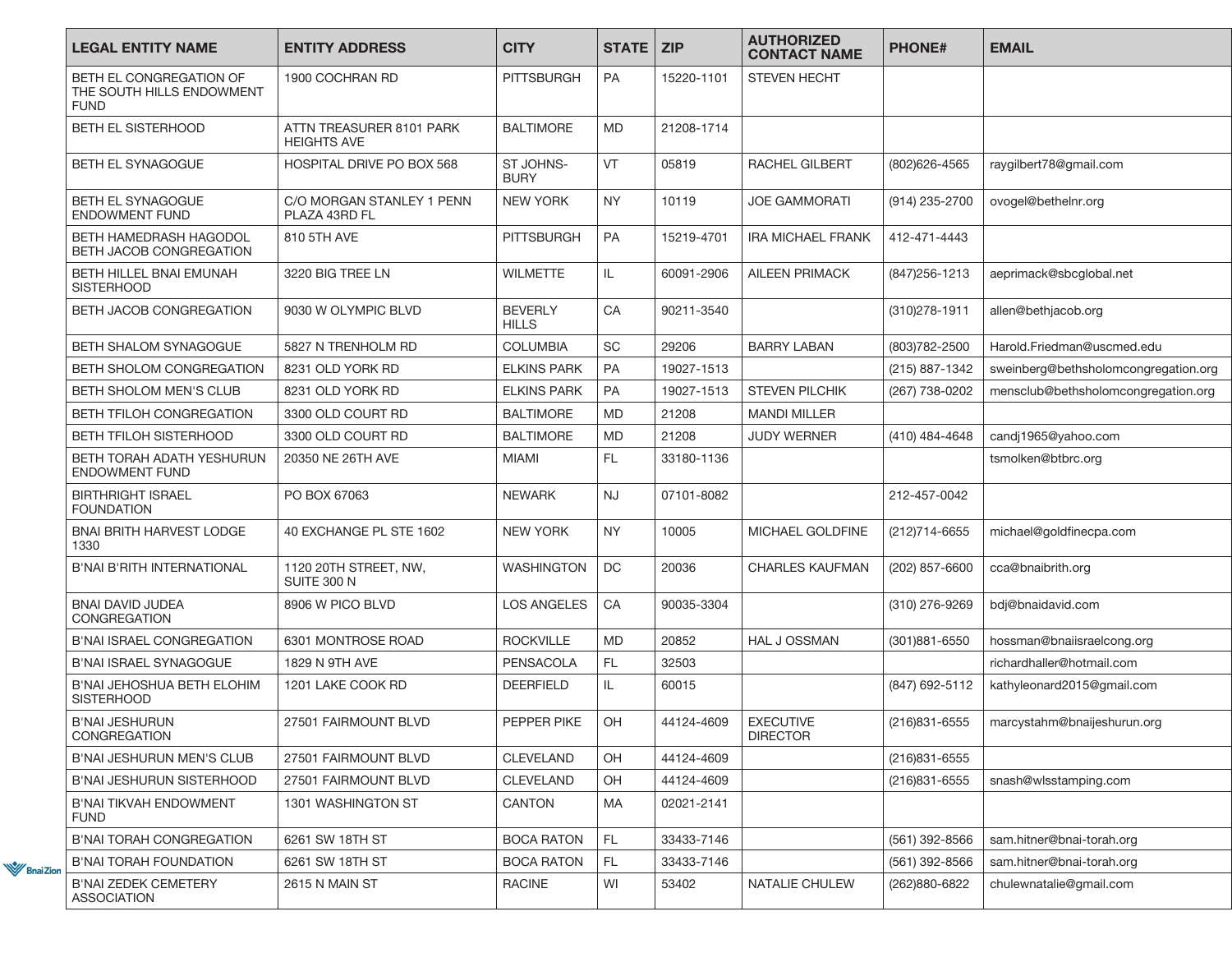| LEGAL ENTITY NAME | ENTITY ADDRESS | CITY | STATE | ZIP | AUTHORIZED CONTACT NAME | PHONE# | EMAIL |
|---|---|---|---|---|---|---|---|
| BETH EL CONGREGATION OF THE SOUTH HILLS ENDOWMENT FUND | 1900 COCHRAN RD | PITTSBURGH | PA | 15220-1101 | STEVEN HECHT | | |
| BETH EL SISTERHOOD | ATTN TREASURER 8101 PARK HEIGHTS AVE | BALTIMORE | MD | 21208-1714 | | | |
| BETH EL SYNAGOGUE | HOSPITAL DRIVE PO BOX 568 | ST JOHNS-BURY | VT | 05819 | RACHEL GILBERT | (802)626-4565 | raygilbert78@gmail.com |
| BETH EL SYNAGOGUE ENDOWMENT FUND | C/O MORGAN STANLEY 1 PENN PLAZA 43RD FL | NEW YORK | NY | 10119 | JOE GAMMORATI | (914) 235-2700 | ovogel@bethelnr.org |
| BETH HAMEDRASH HAGODOL BETH JACOB CONGREGATION | 810 5TH AVE | PITTSBURGH | PA | 15219-4701 | IRA MICHAEL FRANK | 412-471-4443 | |
| BETH HILLEL BNAI EMUNAH SISTERHOOD | 3220 BIG TREE LN | WILMETTE | IL | 60091-2906 | AILEEN PRIMACK | (847)256-1213 | aeprimack@sbcglobal.net |
| BETH JACOB CONGREGATION | 9030 W OLYMPIC BLVD | BEVERLY HILLS | CA | 90211-3540 | | (310)278-1911 | allen@bethjacob.org |
| BETH SHALOM SYNAGOGUE | 5827 N TRENHOLM RD | COLUMBIA | SC | 29206 | BARRY LABAN | (803)782-2500 | Harold.Friedman@uscmed.edu |
| BETH SHOLOM CONGREGATION | 8231 OLD YORK RD | ELKINS PARK | PA | 19027-1513 | | (215) 887-1342 | sweinberg@bethsholomcongregation.org |
| BETH SHOLOM MEN'S CLUB | 8231 OLD YORK RD | ELKINS PARK | PA | 19027-1513 | STEVEN PILCHIK | (267) 738-0202 | mensclub@bethsholomcongregation.org |
| BETH TFILOH CONGREGATION | 3300 OLD COURT RD | BALTIMORE | MD | 21208 | MANDI MILLER | | |
| BETH TFILOH SISTERHOOD | 3300 OLD COURT RD | BALTIMORE | MD | 21208 | JUDY WERNER | (410) 484-4648 | candj1965@yahoo.com |
| BETH TORAH ADATH YESHURUN ENDOWMENT FUND | 20350 NE 26TH AVE | MIAMI | FL | 33180-1136 | | | tsmolken@btbrc.org |
| BIRTHRIGHT ISRAEL FOUNDATION | PO BOX 67063 | NEWARK | NJ | 07101-8082 | | 212-457-0042 | |
| BNAI BRITH HARVEST LODGE 1330 | 40 EXCHANGE PL STE 1602 | NEW YORK | NY | 10005 | MICHAEL GOLDFINE | (212)714-6655 | michael@goldfinecpa.com |
| B'NAI B'RITH INTERNATIONAL | 1120 20TH STREET, NW, SUITE 300 N | WASHINGTON | DC | 20036 | CHARLES KAUFMAN | (202) 857-6600 | cca@bnaibrith.org |
| BNAI DAVID JUDEA CONGREGATION | 8906 W PICO BLVD | LOS ANGELES | CA | 90035-3304 | | (310) 276-9269 | bdj@bnaidavid.com |
| B'NAI ISRAEL CONGREGATION | 6301 MONTROSE ROAD | ROCKVILLE | MD | 20852 | HAL J OSSMAN | (301)881-6550 | hossman@bnaiisraelcong.org |
| B'NAI ISRAEL SYNAGOGUE | 1829 N 9TH AVE | PENSACOLA | FL | 32503 | | | richardhaller@hotmail.com |
| B'NAI JEHOSHUA BETH ELOHIM SISTERHOOD | 1201 LAKE COOK RD | DEERFIELD | IL | 60015 | | (847) 692-5112 | kathyleonard2015@gmail.com |
| B'NAI JESHURUN CONGREGATION | 27501 FAIRMOUNT BLVD | PEPPER PIKE | OH | 44124-4609 | EXECUTIVE DIRECTOR | (216)831-6555 | marcystahm@bnaijeshurun.org |
| B'NAI JESHURUN MEN'S CLUB | 27501 FAIRMOUNT BLVD | CLEVELAND | OH | 44124-4609 | | (216)831-6555 | |
| B'NAI JESHURUN SISTERHOOD | 27501 FAIRMOUNT BLVD | CLEVELAND | OH | 44124-4609 | | (216)831-6555 | snash@wlsstamping.com |
| B'NAI TIKVAH ENDOWMENT FUND | 1301 WASHINGTON ST | CANTON | MA | 02021-2141 | | | |
| B'NAI TORAH CONGREGATION | 6261 SW 18TH ST | BOCA RATON | FL | 33433-7146 | | (561) 392-8566 | sam.hitner@bnai-torah.org |
| B'NAI TORAH FOUNDATION | 6261 SW 18TH ST | BOCA RATON | FL | 33433-7146 | | (561) 392-8566 | sam.hitner@bnai-torah.org |
| B'NAI ZEDEK CEMETERY ASSOCIATION | 2615 N MAIN ST | RACINE | WI | 53402 | NATALIE CHULEW | (262)880-6822 | chulewnatalie@gmail.com |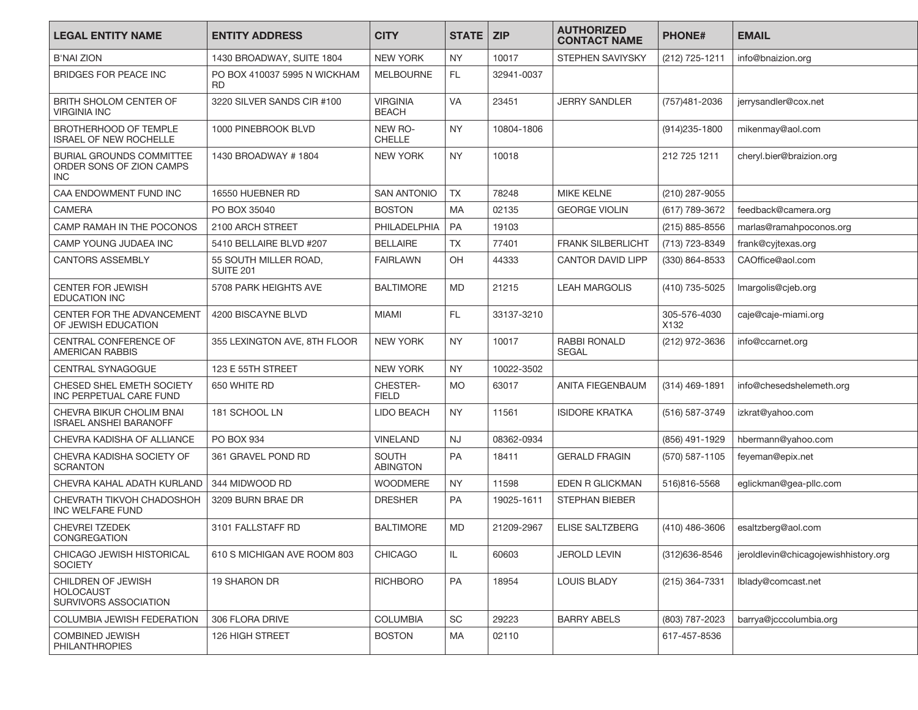| LEGAL ENTITY NAME | ENTITY ADDRESS | CITY | STATE | ZIP | AUTHORIZED CONTACT NAME | PHONE# | EMAIL |
|---|---|---|---|---|---|---|---|
| B'NAI ZION | 1430 BROADWAY, SUITE 1804 | NEW YORK | NY | 10017 | STEPHEN SAVIYSKY | (212) 725-1211 | info@bnaizion.org |
| BRIDGES FOR PEACE INC | PO BOX 410037 5995 N WICKHAM RD | MELBOURNE | FL | 32941-0037 | | | |
| BRITH SHOLOM CENTER OF VIRGINIA INC | 3220 SILVER SANDS CIR #100 | VIRGINIA BEACH | VA | 23451 | JERRY SANDLER | (757)481-2036 | jerrysandler@cox.net |
| BROTHERHOOD OF TEMPLE ISRAEL OF NEW ROCHELLE | 1000 PINEBROOK BLVD | NEW RO-CHELLE | NY | 10804-1806 | | (914)235-1800 | mikenmay@aol.com |
| BURIAL GROUNDS COMMITTEE ORDER SONS OF ZION CAMPS INC | 1430 BROADWAY # 1804 | NEW YORK | NY | 10018 | | 212 725 1211 | cheryl.bier@braizion.org |
| CAA ENDOWMENT FUND INC | 16550 HUEBNER RD | SAN ANTONIO | TX | 78248 | MIKE KELNE | (210) 287-9055 | |
| CAMERA | PO BOX 35040 | BOSTON | MA | 02135 | GEORGE VIOLIN | (617) 789-3672 | feedback@camera.org |
| CAMP RAMAH IN THE POCONOS | 2100 ARCH STREET | PHILADELPHIA | PA | 19103 | | (215) 885-8556 | marlas@ramahpoconos.org |
| CAMP YOUNG JUDAEA INC | 5410 BELLAIRE BLVD #207 | BELLAIRE | TX | 77401 | FRANK SILBERLICHT | (713) 723-8349 | frank@cyjtexas.org |
| CANTORS ASSEMBLY | 55 SOUTH MILLER ROAD, SUITE 201 | FAIRLAWN | OH | 44333 | CANTOR DAVID LIPP | (330) 864-8533 | CAOffice@aol.com |
| CENTER FOR JEWISH EDUCATION INC | 5708 PARK HEIGHTS AVE | BALTIMORE | MD | 21215 | LEAH MARGOLIS | (410) 735-5025 | lmargolis@cjeb.org |
| CENTER FOR THE ADVANCEMENT OF JEWISH EDUCATION | 4200 BISCAYNE BLVD | MIAMI | FL | 33137-3210 | | 305-576-4030 X132 | caje@caje-miami.org |
| CENTRAL CONFERENCE OF AMERICAN RABBIS | 355 LEXINGTON AVE, 8TH FLOOR | NEW YORK | NY | 10017 | RABBI RONALD SEGAL | (212) 972-3636 | info@ccarnet.org |
| CENTRAL SYNAGOGUE | 123 E 55TH STREET | NEW YORK | NY | 10022-3502 | | | |
| CHESED SHEL EMETH SOCIETY INC PERPETUAL CARE FUND | 650 WHITE RD | CHESTER-FIELD | MO | 63017 | ANITA FIEGENBAUM | (314) 469-1891 | info@chesedshelemeth.org |
| CHEVRA BIKUR CHOLIM BNAI ISRAEL ANSHEI BARANOFF | 181 SCHOOL LN | LIDO BEACH | NY | 11561 | ISIDORE KRATKA | (516) 587-3749 | izkrat@yahoo.com |
| CHEVRA KADISHA OF ALLIANCE | PO BOX 934 | VINELAND | NJ | 08362-0934 | | (856) 491-1929 | hbermann@yahoo.com |
| CHEVRA KADISHA SOCIETY OF SCRANTON | 361 GRAVEL POND RD | SOUTH ABINGTON | PA | 18411 | GERALD FRAGIN | (570) 587-1105 | feyeman@epix.net |
| CHEVRA KAHAL ADATH KURLAND | 344 MIDWOOD RD | WOODMERE | NY | 11598 | EDEN R GLICKMAN | 516)816-5568 | eglickman@gea-pllc.com |
| CHEVRATH TIKVOH CHADOSHOH INC WELFARE FUND | 3209 BURN BRAE DR | DRESHER | PA | 19025-1611 | STEPHAN BIEBER | | |
| CHEVREI TZEDEK CONGREGATION | 3101 FALLSTAFF RD | BALTIMORE | MD | 21209-2967 | ELISE SALTZBERG | (410) 486-3606 | esaltzberg@aol.com |
| CHICAGO JEWISH HISTORICAL SOCIETY | 610 S MICHIGAN AVE ROOM 803 | CHICAGO | IL | 60603 | JEROLD LEVIN | (312)636-8546 | jeroldlevin@chicagojewishhistory.org |
| CHILDREN OF JEWISH HOLOCAUST SURVIVORS ASSOCIATION | 19 SHARON DR | RICHBORO | PA | 18954 | LOUIS BLADY | (215) 364-7331 | lblady@comcast.net |
| COLUMBIA JEWISH FEDERATION | 306 FLORA DRIVE | COLUMBIA | SC | 29223 | BARRY ABELS | (803) 787-2023 | barrya@jcccolumbia.org |
| COMBINED JEWISH PHILANTHROPIES | 126 HIGH STREET | BOSTON | MA | 02110 | | 617-457-8536 | |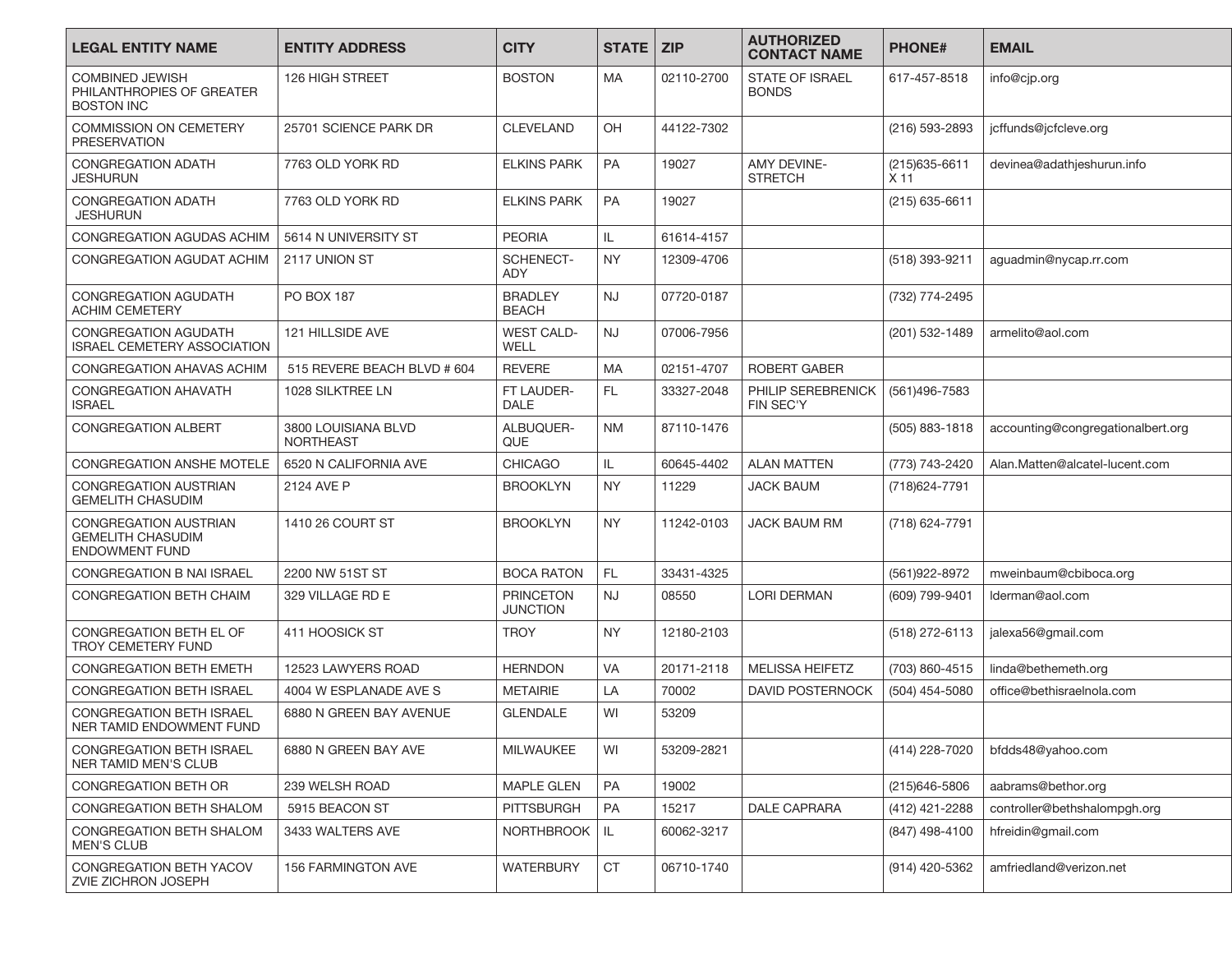| LEGAL ENTITY NAME | ENTITY ADDRESS | CITY | STATE | ZIP | AUTHORIZED CONTACT NAME | PHONE# | EMAIL |
|---|---|---|---|---|---|---|---|
| COMBINED JEWISH PHILANTHROPIES OF GREATER BOSTON INC | 126 HIGH STREET | BOSTON | MA | 02110-2700 | STATE OF ISRAEL BONDS | 617-457-8518 | info@cjp.org |
| COMMISSION ON CEMETERY PRESERVATION | 25701 SCIENCE PARK DR | CLEVELAND | OH | 44122-7302 | | (216) 593-2893 | jcffunds@jcfcleve.org |
| CONGREGATION ADATH JESHURUN | 7763 OLD YORK RD | ELKINS PARK | PA | 19027 | AMY DEVINE-STRETCH | (215)635-6611 X 11 | devinea@adathjeshurun.info |
| CONGREGATION ADATH JESHURUN | 7763 OLD YORK RD | ELKINS PARK | PA | 19027 | | (215) 635-6611 | |
| CONGREGATION AGUDAS ACHIM | 5614 N UNIVERSITY ST | PEORIA | IL | 61614-4157 | | | |
| CONGREGATION AGUDAT ACHIM | 2117 UNION ST | SCHENECT-ADY | NY | 12309-4706 | | (518) 393-9211 | aguadmin@nycap.rr.com |
| CONGREGATION AGUDATH ACHIM CEMETERY | PO BOX 187 | BRADLEY BEACH | NJ | 07720-0187 | | (732) 774-2495 | |
| CONGREGATION AGUDATH ISRAEL CEMETERY ASSOCIATION | 121 HILLSIDE AVE | WEST CALD-WELL | NJ | 07006-7956 | | (201) 532-1489 | armelito@aol.com |
| CONGREGATION AHAVAS ACHIM | 515 REVERE BEACH BLVD # 604 | REVERE | MA | 02151-4707 | ROBERT GABER | | |
| CONGREGATION AHAVATH ISRAEL | 1028 SILKTREE LN | FT LAUDER-DALE | FL | 33327-2048 | PHILIP SEREBRENICK FIN SEC'Y | (561)496-7583 | |
| CONGREGATION ALBERT | 3800 LOUISIANA BLVD NORTHEAST | ALBUQUER-QUE | NM | 87110-1476 | | (505) 883-1818 | accounting@congregationalbert.org |
| CONGREGATION ANSHE MOTELE | 6520 N CALIFORNIA AVE | CHICAGO | IL | 60645-4402 | ALAN MATTEN | (773) 743-2420 | Alan.Matten@alcatel-lucent.com |
| CONGREGATION AUSTRIAN GEMELITH CHASUDIM | 2124 AVE P | BROOKLYN | NY | 11229 | JACK BAUM | (718)624-7791 | |
| CONGREGATION AUSTRIAN GEMELITH CHASUDIM ENDOWMENT FUND | 1410 26 COURT ST | BROOKLYN | NY | 11242-0103 | JACK BAUM RM | (718) 624-7791 | |
| CONGREGATION B NAI ISRAEL | 2200 NW 51ST ST | BOCA RATON | FL | 33431-4325 | | (561)922-8972 | mweinbaum@cbiboca.org |
| CONGREGATION BETH CHAIM | 329 VILLAGE RD E | PRINCETON JUNCTION | NJ | 08550 | LORI DERMAN | (609) 799-9401 | lderman@aol.com |
| CONGREGATION BETH EL OF TROY CEMETERY FUND | 411 HOOSICK ST | TROY | NY | 12180-2103 | | (518) 272-6113 | jalexa56@gmail.com |
| CONGREGATION BETH EMETH | 12523 LAWYERS ROAD | HERNDON | VA | 20171-2118 | MELISSA HEIFETZ | (703) 860-4515 | linda@bethemeth.org |
| CONGREGATION BETH ISRAEL | 4004 W ESPLANADE AVE S | METAIRIE | LA | 70002 | DAVID POSTERNOCK | (504) 454-5080 | office@bethisraelnola.com |
| CONGREGATION BETH ISRAEL NER TAMID ENDOWMENT FUND | 6880 N GREEN BAY AVENUE | GLENDALE | WI | 53209 | | | |
| CONGREGATION BETH ISRAEL NER TAMID MEN'S CLUB | 6880 N GREEN BAY AVE | MILWAUKEE | WI | 53209-2821 | | (414) 228-7020 | bfdds48@yahoo.com |
| CONGREGATION BETH OR | 239 WELSH ROAD | MAPLE GLEN | PA | 19002 | | (215)646-5806 | aabrams@bethor.org |
| CONGREGATION BETH SHALOM | 5915 BEACON ST | PITTSBURGH | PA | 15217 | DALE CAPRARA | (412) 421-2288 | controller@bethshalompgh.org |
| CONGREGATION BETH SHALOM MEN'S CLUB | 3433 WALTERS AVE | NORTHBROOK | IL | 60062-3217 | | (847) 498-4100 | hfreidin@gmail.com |
| CONGREGATION BETH YACOV ZVIE ZICHRON JOSEPH | 156 FARMINGTON AVE | WATERBURY | CT | 06710-1740 | | (914) 420-5362 | amfriedland@verizon.net |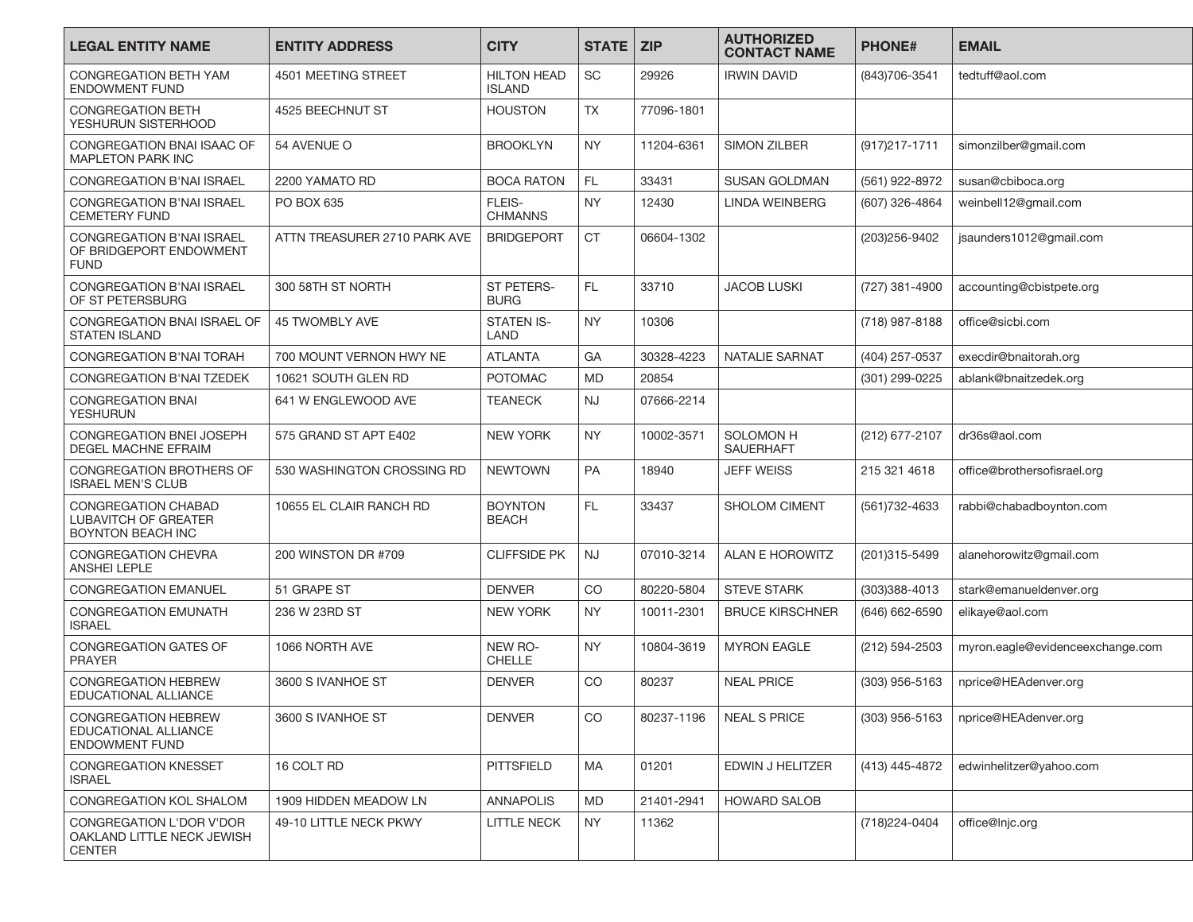| LEGAL ENTITY NAME | ENTITY ADDRESS | CITY | STATE | ZIP | AUTHORIZED CONTACT NAME | PHONE# | EMAIL |
|---|---|---|---|---|---|---|---|
| CONGREGATION BETH YAM ENDOWMENT FUND | 4501 MEETING STREET | HILTON HEAD ISLAND | SC | 29926 | IRWIN DAVID | (843)706-3541 | tedtuff@aol.com |
| CONGREGATION BETH YESHURUN SISTERHOOD | 4525 BEECHNUT ST | HOUSTON | TX | 77096-1801 | | | |
| CONGREGATION BNAI ISAAC OF MAPLETON PARK INC | 54 AVENUE O | BROOKLYN | NY | 11204-6361 | SIMON ZILBER | (917)217-1711 | simonzilber@gmail.com |
| CONGREGATION B'NAI ISRAEL | 2200 YAMATO RD | BOCA RATON | FL | 33431 | SUSAN GOLDMAN | (561) 922-8972 | susan@cbiboca.org |
| CONGREGATION B'NAI ISRAEL CEMETERY FUND | PO BOX 635 | FLEIS-CHMANNS | NY | 12430 | LINDA WEINBERG | (607) 326-4864 | weinbell12@gmail.com |
| CONGREGATION B'NAI ISRAEL OF BRIDGEPORT ENDOWMENT FUND | ATTN TREASURER 2710 PARK AVE | BRIDGEPORT | CT | 06604-1302 | | (203)256-9402 | jsaunders1012@gmail.com |
| CONGREGATION B'NAI ISRAEL OF ST PETERSBURG | 300 58TH ST NORTH | ST PETERS-BURG | FL | 33710 | JACOB LUSKI | (727) 381-4900 | accounting@cbistpete.org |
| CONGREGATION BNAI ISRAEL OF STATEN ISLAND | 45 TWOMBLY AVE | STATEN IS-LAND | NY | 10306 | | (718) 987-8188 | office@sicbi.com |
| CONGREGATION B'NAI TORAH | 700 MOUNT VERNON HWY NE | ATLANTA | GA | 30328-4223 | NATALIE SARNAT | (404) 257-0537 | execdir@bnaitorah.org |
| CONGREGATION B'NAI TZEDEK | 10621 SOUTH GLEN RD | POTOMAC | MD | 20854 | | (301) 299-0225 | ablank@bnaitzedek.org |
| CONGREGATION BNAI YESHURUN | 641 W ENGLEWOOD AVE | TEANECK | NJ | 07666-2214 | | | |
| CONGREGATION BNEI JOSEPH DEGEL MACHNE EFRAIM | 575 GRAND ST APT E402 | NEW YORK | NY | 10002-3571 | SOLOMON H SAUERHAFT | (212) 677-2107 | dr36s@aol.com |
| CONGREGATION BROTHERS OF ISRAEL MEN'S CLUB | 530 WASHINGTON CROSSING RD | NEWTOWN | PA | 18940 | JEFF WEISS | 215 321 4618 | office@brothersofisrael.org |
| CONGREGATION CHABAD LUBAVITCH OF GREATER BOYNTON BEACH INC | 10655 EL CLAIR RANCH RD | BOYNTON BEACH | FL | 33437 | SHOLOM CIMENT | (561)732-4633 | rabbi@chabadboynton.com |
| CONGREGATION CHEVRA ANSHEI LEPLE | 200 WINSTON DR #709 | CLIFFSIDE PK | NJ | 07010-3214 | ALAN E HOROWITZ | (201)315-5499 | alanehorowitz@gmail.com |
| CONGREGATION EMANUEL | 51 GRAPE ST | DENVER | CO | 80220-5804 | STEVE STARK | (303)388-4013 | stark@emanueldenver.org |
| CONGREGATION EMUNATH ISRAEL | 236 W 23RD ST | NEW YORK | NY | 10011-2301 | BRUCE KIRSCHNER | (646) 662-6590 | elikaye@aol.com |
| CONGREGATION GATES OF PRAYER | 1066 NORTH AVE | NEW RO-CHELLE | NY | 10804-3619 | MYRON EAGLE | (212) 594-2503 | myron.eagle@evidenceexchange.com |
| CONGREGATION HEBREW EDUCATIONAL ALLIANCE | 3600 S IVANHOE ST | DENVER | CO | 80237 | NEAL PRICE | (303) 956-5163 | nprice@HEAdenver.org |
| CONGREGATION HEBREW EDUCATIONAL ALLIANCE ENDOWMENT FUND | 3600 S IVANHOE ST | DENVER | CO | 80237-1196 | NEAL S PRICE | (303) 956-5163 | nprice@HEAdenver.org |
| CONGREGATION KNESSET ISRAEL | 16 COLT RD | PITTSFIELD | MA | 01201 | EDWIN J HELITZER | (413) 445-4872 | edwinhelitzer@yahoo.com |
| CONGREGATION KOL SHALOM | 1909 HIDDEN MEADOW LN | ANNAPOLIS | MD | 21401-2941 | HOWARD SALOB | | |
| CONGREGATION L'DOR V'DOR OAKLAND LITTLE NECK JEWISH CENTER | 49-10 LITTLE NECK PKWY | LITTLE NECK | NY | 11362 | | (718)224-0404 | office@lnjc.org |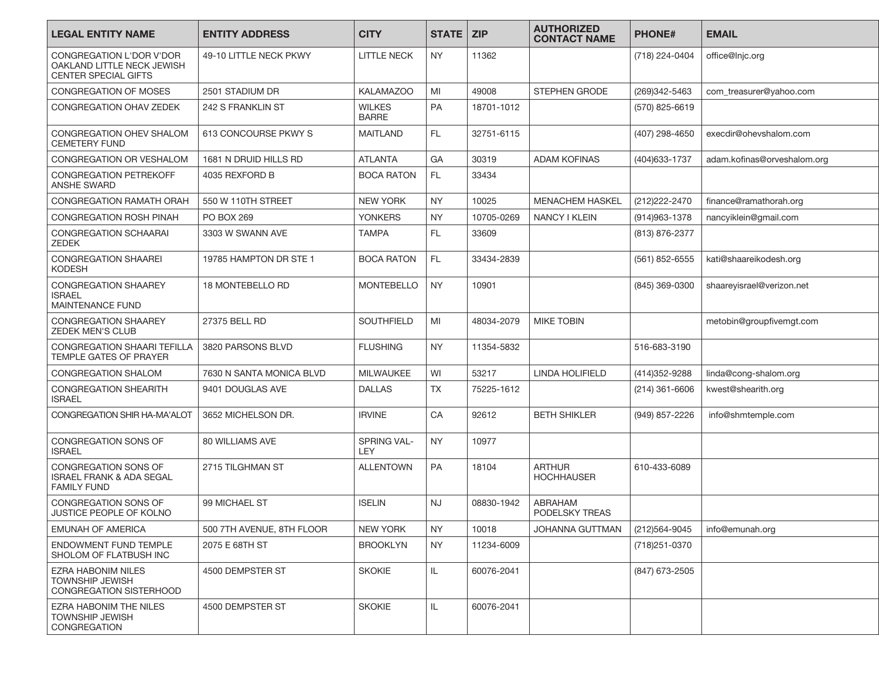| LEGAL ENTITY NAME | ENTITY ADDRESS | CITY | STATE | ZIP | AUTHORIZED CONTACT NAME | PHONE# | EMAIL |
|---|---|---|---|---|---|---|---|
| CONGREGATION L'DOR V'DOR OAKLAND LITTLE NECK JEWISH CENTER SPECIAL GIFTS | 49-10 LITTLE NECK PKWY | LITTLE NECK | NY | 11362 | | (718) 224-0404 | office@lnjc.org |
| CONGREGATION OF MOSES | 2501 STADIUM DR | KALAMAZOO | MI | 49008 | STEPHEN GRODE | (269)342-5463 | com_treasurer@yahoo.com |
| CONGREGATION OHAV ZEDEK | 242 S FRANKLIN ST | WILKES BARRE | PA | 18701-1012 | | (570) 825-6619 | |
| CONGREGATION OHEV SHALOM CEMETERY FUND | 613 CONCOURSE PKWY S | MAITLAND | FL | 32751-6115 | | (407) 298-4650 | execdir@ohevshalom.com |
| CONGREGATION OR VESHALOM | 1681 N DRUID HILLS RD | ATLANTA | GA | 30319 | ADAM KOFINAS | (404)633-1737 | adam.kofinas@orveshalom.org |
| CONGREGATION PETREKOFF ANSHE SWARD | 4035 REXFORD B | BOCA RATON | FL | 33434 | | | |
| CONGREGATION RAMATH ORAH | 550 W 110TH STREET | NEW YORK | NY | 10025 | MENACHEM HASKEL | (212)222-2470 | finance@ramathorah.org |
| CONGREGATION ROSH PINAH | PO BOX 269 | YONKERS | NY | 10705-0269 | NANCY I KLEIN | (914)963-1378 | nancyiklein@gmail.com |
| CONGREGATION SCHAARAI ZEDEK | 3303 W SWANN AVE | TAMPA | FL | 33609 | | (813) 876-2377 | |
| CONGREGATION SHAAREI KODESH | 19785 HAMPTON DR STE 1 | BOCA RATON | FL | 33434-2839 | | (561) 852-6555 | kati@shaareikodesh.org |
| CONGREGATION SHAAREY ISRAEL MAINTENANCE FUND | 18 MONTEBELLO RD | MONTEBELLO | NY | 10901 | | (845) 369-0300 | shaareyisrael@verizon.net |
| CONGREGATION SHAAREY ZEDEK MEN'S CLUB | 27375 BELL RD | SOUTHFIELD | MI | 48034-2079 | MIKE TOBIN | | metobin@groupfivemgt.com |
| CONGREGATION SHAARI TEFILLA TEMPLE GATES OF PRAYER | 3820 PARSONS BLVD | FLUSHING | NY | 11354-5832 | | 516-683-3190 | |
| CONGREGATION SHALOM | 7630 N SANTA MONICA BLVD | MILWAUKEE | WI | 53217 | LINDA HOLIFIELD | (414)352-9288 | linda@cong-shalom.org |
| CONGREGATION SHEARITH ISRAEL | 9401 DOUGLAS AVE | DALLAS | TX | 75225-1612 | | (214) 361-6606 | kwest@shearith.org |
| CONGREGATION SHIR HA-MA'ALOT | 3652 MICHELSON DR. | IRVINE | CA | 92612 | BETH SHIKLER | (949) 857-2226 | info@shmtemple.com |
| CONGREGATION SONS OF ISRAEL | 80 WILLIAMS AVE | SPRING VALLEY | NY | 10977 | | | |
| CONGREGATION SONS OF ISRAEL FRANK & ADA SEGAL FAMILY FUND | 2715 TILGHMAN ST | ALLENTOWN | PA | 18104 | ARTHUR HOCHHAUSER | 610-433-6089 | |
| CONGREGATION SONS OF JUSTICE PEOPLE OF KOLNO | 99 MICHAEL ST | ISELIN | NJ | 08830-1942 | ABRAHAM PODELSKY TREAS | | |
| EMUNAH OF AMERICA | 500 7TH AVENUE, 8TH FLOOR | NEW YORK | NY | 10018 | JOHANNA GUTTMAN | (212)564-9045 | info@emunah.org |
| ENDOWMENT FUND TEMPLE SHOLOM OF FLATBUSH INC | 2075 E 68TH ST | BROOKLYN | NY | 11234-6009 | | (718)251-0370 | |
| EZRA HABONIM NILES TOWNSHIP JEWISH CONGREGATION SISTERHOOD | 4500 DEMPSTER ST | SKOKIE | IL | 60076-2041 | | (847) 673-2505 | |
| EZRA HABONIM THE NILES TOWNSHIP JEWISH CONGREGATION | 4500 DEMPSTER ST | SKOKIE | IL | 60076-2041 | | | |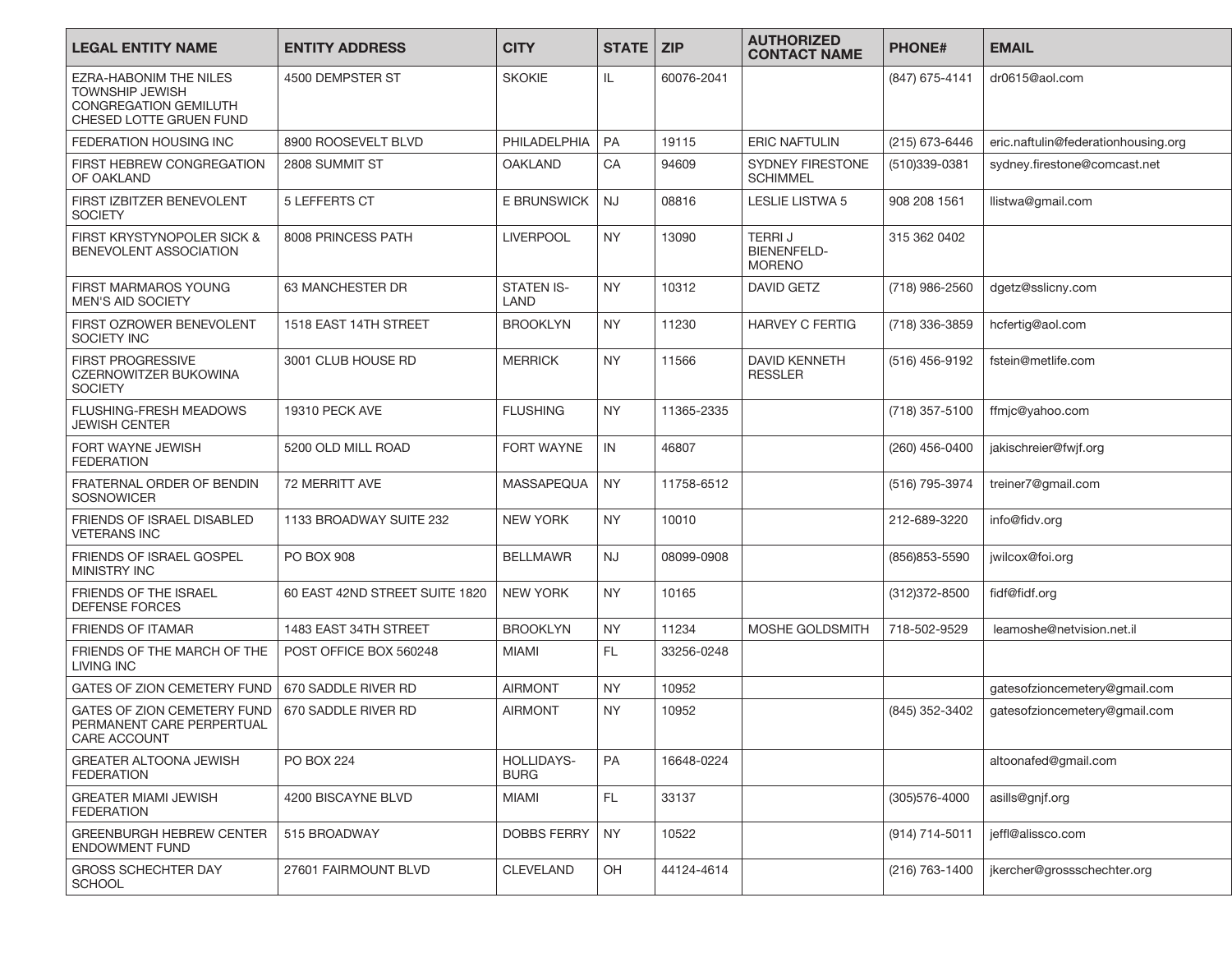| LEGAL ENTITY NAME | ENTITY ADDRESS | CITY | STATE | ZIP | AUTHORIZED CONTACT NAME | PHONE# | EMAIL |
|---|---|---|---|---|---|---|---|
| EZRA-HABONIM THE NILES TOWNSHIP JEWISH CONGREGATION GEMILUTH CHESED LOTTE GRUEN FUND | 4500 DEMPSTER ST | SKOKIE | IL | 60076-2041 | | (847) 675-4141 | dr0615@aol.com |
| FEDERATION HOUSING INC | 8900 ROOSEVELT BLVD | PHILADELPHIA | PA | 19115 | ERIC NAFTULIN | (215) 673-6446 | eric.naftulin@federationhousing.org |
| FIRST HEBREW CONGREGATION OF OAKLAND | 2808 SUMMIT ST | OAKLAND | CA | 94609 | SYDNEY FIRESTONE SCHIMMEL | (510)339-0381 | sydney.firestone@comcast.net |
| FIRST IZBITZER BENEVOLENT SOCIETY | 5 LEFFERTS CT | E BRUNSWICK | NJ | 08816 | LESLIE LISTWA 5 | 908 208 1561 | llistwa@gmail.com |
| FIRST KRYSTYNOPOLER SICK & BENEVOLENT ASSOCIATION | 8008 PRINCESS PATH | LIVERPOOL | NY | 13090 | TERRI J BIENENFELD-MORENO | 315 362 0402 | |
| FIRST MARMAROS YOUNG MEN'S AID SOCIETY | 63 MANCHESTER DR | STATEN IS-LAND | NY | 10312 | DAVID GETZ | (718) 986-2560 | dgetz@sslicny.com |
| FIRST OZROWER BENEVOLENT SOCIETY INC | 1518 EAST 14TH STREET | BROOKLYN | NY | 11230 | HARVEY C FERTIG | (718) 336-3859 | hcfertig@aol.com |
| FIRST PROGRESSIVE CZERNOWITZER BUKOWINA SOCIETY | 3001 CLUB HOUSE RD | MERRICK | NY | 11566 | DAVID KENNETH RESSLER | (516) 456-9192 | fstein@metlife.com |
| FLUSHING-FRESH MEADOWS JEWISH CENTER | 19310 PECK AVE | FLUSHING | NY | 11365-2335 | | (718) 357-5100 | ffmjc@yahoo.com |
| FORT WAYNE JEWISH FEDERATION | 5200 OLD MILL ROAD | FORT WAYNE | IN | 46807 | | (260) 456-0400 | jakischreier@fwjf.org |
| FRATERNAL ORDER OF BENDIN SOSNOWICER | 72 MERRITT AVE | MASSAPEQUA | NY | 11758-6512 | | (516) 795-3974 | treiner7@gmail.com |
| FRIENDS OF ISRAEL DISABLED VETERANS INC | 1133 BROADWAY SUITE 232 | NEW YORK | NY | 10010 | | 212-689-3220 | info@fidv.org |
| FRIENDS OF ISRAEL GOSPEL MINISTRY INC | PO BOX 908 | BELLMAWR | NJ | 08099-0908 | | (856)853-5590 | jwilcox@foi.org |
| FRIENDS OF THE ISRAEL DEFENSE FORCES | 60 EAST 42ND STREET SUITE 1820 | NEW YORK | NY | 10165 | | (312)372-8500 | fidf@fidf.org |
| FRIENDS OF ITAMAR | 1483 EAST 34TH STREET | BROOKLYN | NY | 11234 | MOSHE GOLDSMITH | 718-502-9529 | leamoshe@netvision.net.il |
| FRIENDS OF THE MARCH OF THE LIVING INC | POST OFFICE BOX 560248 | MIAMI | FL | 33256-0248 | | | |
| GATES OF ZION CEMETERY FUND | 670 SADDLE RIVER RD | AIRMONT | NY | 10952 | | | gatesofzioncemetery@gmail.com |
| GATES OF ZION CEMETERY FUND PERMANENT CARE PERPERTUAL CARE ACCOUNT | 670 SADDLE RIVER RD | AIRMONT | NY | 10952 | | (845) 352-3402 | gatesofzioncemetery@gmail.com |
| GREATER ALTOONA JEWISH FEDERATION | PO BOX 224 | HOLLIDAYS-BURG | PA | 16648-0224 | | | altoonafed@gmail.com |
| GREATER MIAMI JEWISH FEDERATION | 4200 BISCAYNE BLVD | MIAMI | FL | 33137 | | (305)576-4000 | asills@gnjf.org |
| GREENBURGH HEBREW CENTER ENDOWMENT FUND | 515 BROADWAY | DOBBS FERRY | NY | 10522 | | (914) 714-5011 | jeffl@alissco.com |
| GROSS SCHECHTER DAY SCHOOL | 27601 FAIRMOUNT BLVD | CLEVELAND | OH | 44124-4614 | | (216) 763-1400 | jkercher@grossschechter.org |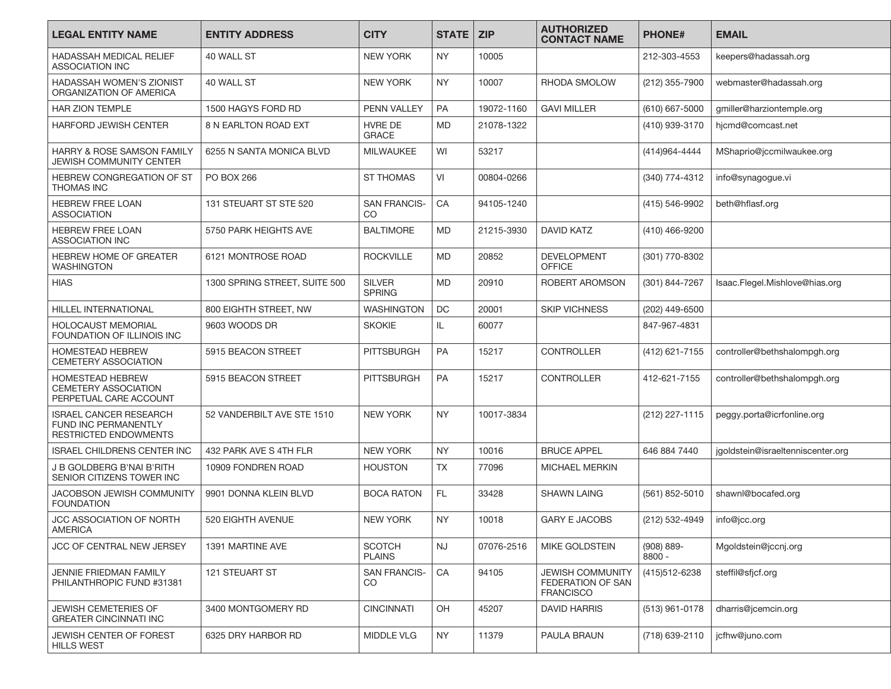| LEGAL ENTITY NAME | ENTITY ADDRESS | CITY | STATE | ZIP | AUTHORIZED CONTACT NAME | PHONE# | EMAIL |
|---|---|---|---|---|---|---|---|
| HADASSAH MEDICAL RELIEF ASSOCIATION INC | 40 WALL ST | NEW YORK | NY | 10005 | | 212-303-4553 | keepers@hadassah.org |
| HADASSAH WOMEN'S ZIONIST ORGANIZATION OF AMERICA | 40 WALL ST | NEW YORK | NY | 10007 | RHODA SMOLOW | (212) 355-7900 | webmaster@hadassah.org |
| HAR ZION TEMPLE | 1500 HAGYS FORD RD | PENN VALLEY | PA | 19072-1160 | GAVI MILLER | (610) 667-5000 | gmiller@harziontemple.org |
| HARFORD JEWISH CENTER | 8 N EARLTON ROAD EXT | HVRE DE GRACE | MD | 21078-1322 | | (410) 939-3170 | hjcmd@comcast.net |
| HARRY & ROSE SAMSON FAMILY JEWISH COMMUNITY CENTER | 6255 N SANTA MONICA BLVD | MILWAUKEE | WI | 53217 | | (414)964-4444 | MShaprio@jccmilwaukee.org |
| HEBREW CONGREGATION OF ST THOMAS INC | PO BOX 266 | ST THOMAS | VI | 00804-0266 | | (340) 774-4312 | info@synagogue.vi |
| HEBREW FREE LOAN ASSOCIATION | 131 STEUART ST STE 520 | SAN FRANCIS-CO | CA | 94105-1240 | | (415) 546-9902 | beth@hflasf.org |
| HEBREW FREE LOAN ASSOCIATION INC | 5750 PARK HEIGHTS AVE | BALTIMORE | MD | 21215-3930 | DAVID KATZ | (410) 466-9200 | |
| HEBREW HOME OF GREATER WASHINGTON | 6121 MONTROSE ROAD | ROCKVILLE | MD | 20852 | DEVELOPMENT OFFICE | (301) 770-8302 | |
| HIAS | 1300 SPRING STREET, SUITE 500 | SILVER SPRING | MD | 20910 | ROBERT AROMSON | (301) 844-7267 | Isaac.Flegel.Mishlove@hias.org |
| HILLEL INTERNATIONAL | 800 EIGHTH STREET, NW | WASHINGTON | DC | 20001 | SKIP VICHNESS | (202) 449-6500 | |
| HOLOCAUST MEMORIAL FOUNDATION OF ILLINOIS INC | 9603 WOODS DR | SKOKIE | IL | 60077 | | 847-967-4831 | |
| HOMESTEAD HEBREW CEMETERY ASSOCIATION | 5915 BEACON STREET | PITTSBURGH | PA | 15217 | CONTROLLER | (412) 621-7155 | controller@bethshalompgh.org |
| HOMESTEAD HEBREW CEMETERY ASSOCIATION PERPETUAL CARE ACCOUNT | 5915 BEACON STREET | PITTSBURGH | PA | 15217 | CONTROLLER | 412-621-7155 | controller@bethshalompgh.org |
| ISRAEL CANCER RESEARCH FUND INC PERMANENTLY RESTRICTED ENDOWMENTS | 52 VANDERBILT AVE STE 1510 | NEW YORK | NY | 10017-3834 | | (212) 227-1115 | peggy.porta@icrfonline.org |
| ISRAEL CHILDRENS CENTER INC | 432 PARK AVE S 4TH FLR | NEW YORK | NY | 10016 | BRUCE APPEL | 646 884 7440 | jgoldstein@israeltenniscenter.org |
| J B GOLDBERG B'NAI B'RITH SENIOR CITIZENS TOWER INC | 10909 FONDREN ROAD | HOUSTON | TX | 77096 | MICHAEL MERKIN | | |
| JACOBSON JEWISH COMMUNITY FOUNDATION | 9901 DONNA KLEIN BLVD | BOCA RATON | FL | 33428 | SHAWN LAING | (561) 852-5010 | shawnl@bocafed.org |
| JCC ASSOCIATION OF NORTH AMERICA | 520 EIGHTH AVENUE | NEW YORK | NY | 10018 | GARY E JACOBS | (212) 532-4949 | info@jcc.org |
| JCC OF CENTRAL NEW JERSEY | 1391 MARTINE AVE | SCOTCH PLAINS | NJ | 07076-2516 | MIKE GOLDSTEIN | (908) 889-8800 - | Mgoldstein@jccnj.org |
| JENNIE FRIEDMAN FAMILY PHILANTHROPIC FUND #31381 | 121 STEUART ST | SAN FRANCIS-CO | CA | 94105 | JEWISH COMMUNITY FEDERATION OF SAN FRANCISCO | (415)512-6238 | steffil@sfjcf.org |
| JEWISH CEMETERIES OF GREATER CINCINNATI INC | 3400 MONTGOMERY RD | CINCINNATI | OH | 45207 | DAVID HARRIS | (513) 961-0178 | dharris@jcemcin.org |
| JEWISH CENTER OF FOREST HILLS WEST | 6325 DRY HARBOR RD | MIDDLE VLG | NY | 11379 | PAULA BRAUN | (718) 639-2110 | jcfhw@juno.com |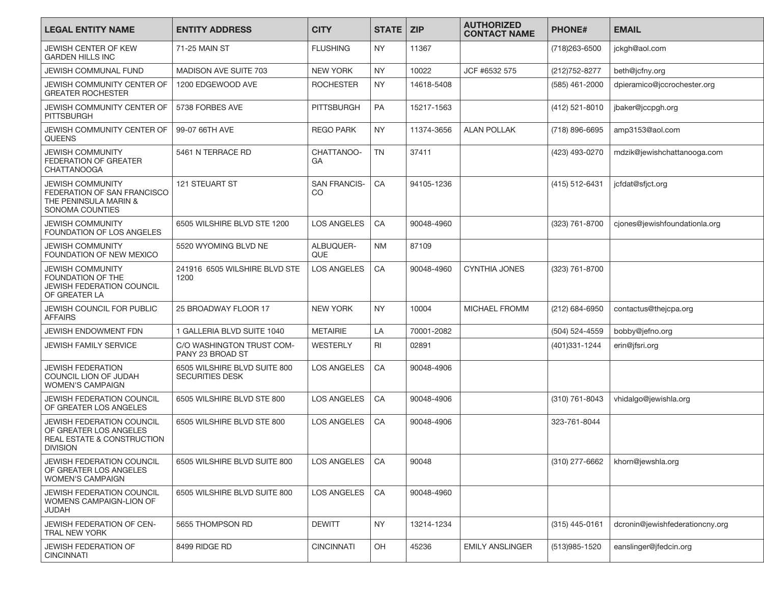| LEGAL ENTITY NAME | ENTITY ADDRESS | CITY | STATE | ZIP | AUTHORIZED CONTACT NAME | PHONE# | EMAIL |
|---|---|---|---|---|---|---|---|
| JEWISH CENTER OF KEW GARDEN HILLS INC | 71-25 MAIN ST | FLUSHING | NY | 11367 | | (718)263-6500 | jckgh@aol.com |
| JEWISH COMMUNAL FUND | MADISON AVE SUITE 703 | NEW YORK | NY | 10022 | JCF #6532 575 | (212)752-8277 | beth@jcfny.org |
| JEWISH COMMUNITY CENTER OF GREATER ROCHESTER | 1200 EDGEWOOD AVE | ROCHESTER | NY | 14618-5408 | | (585) 461-2000 | dpieramico@jccrochester.org |
| JEWISH COMMUNITY CENTER OF PITTSBURGH | 5738 FORBES AVE | PITTSBURGH | PA | 15217-1563 | | (412) 521-8010 | jbaker@jccpgh.org |
| JEWISH COMMUNITY CENTER OF QUEENS | 99-07 66TH AVE | REGO PARK | NY | 11374-3656 | ALAN POLLAK | (718) 896-6695 | amp3153@aol.com |
| JEWISH COMMUNITY FEDERATION OF GREATER CHATTANOOGA | 5461 N TERRACE RD | CHATTANOOGA | TN | 37411 | | (423) 493-0270 | mdzik@jewishchattanooga.com |
| JEWISH COMMUNITY FEDERATION OF SAN FRANCISCO THE PENINSULA MARIN & SONOMA COUNTIES | 121 STEUART ST | SAN FRANCISCO | CA | 94105-1236 | | (415) 512-6431 | jcfdat@sfjct.org |
| JEWISH COMMUNITY FOUNDATION OF LOS ANGELES | 6505 WILSHIRE BLVD STE 1200 | LOS ANGELES | CA | 90048-4960 | | (323) 761-8700 | cjones@jewishfoundationla.org |
| JEWISH COMMUNITY FOUNDATION OF NEW MEXICO | 5520 WYOMING BLVD NE | ALBUQUERQUE | NM | 87109 | | | |
| JEWISH COMMUNITY FOUNDATION OF THE JEWISH FEDERATION COUNCIL OF GREATER LA | 241916 6505 WILSHIRE BLVD STE 1200 | LOS ANGELES | CA | 90048-4960 | CYNTHIA JONES | (323) 761-8700 | |
| JEWISH COUNCIL FOR PUBLIC AFFAIRS | 25 BROADWAY FLOOR 17 | NEW YORK | NY | 10004 | MICHAEL FROMM | (212) 684-6950 | contactus@thejcpa.org |
| JEWISH ENDOWMENT FDN | 1 GALLERIA BLVD SUITE 1040 | METAIRIE | LA | 70001-2082 | | (504) 524-4559 | bobby@jefno.org |
| JEWISH FAMILY SERVICE | C/O WASHINGTON TRUST COMPANY 23 BROAD ST | WESTERLY | RI | 02891 | | (401)331-1244 | erin@jfsri.org |
| JEWISH FEDERATION COUNCIL LION OF JUDAH WOMEN'S CAMPAIGN | 6505 WILSHIRE BLVD SUITE 800 SECURITIES DESK | LOS ANGELES | CA | 90048-4906 | | | |
| JEWISH FEDERATION COUNCIL OF GREATER LOS ANGELES | 6505 WILSHIRE BLVD STE 800 | LOS ANGELES | CA | 90048-4906 | | (310) 761-8043 | vhidalgo@jewishla.org |
| JEWISH FEDERATION COUNCIL OF GREATER LOS ANGELES REAL ESTATE & CONSTRUCTION DIVISION | 6505 WILSHIRE BLVD STE 800 | LOS ANGELES | CA | 90048-4906 | | 323-761-8044 | |
| JEWISH FEDERATION COUNCIL OF GREATER LOS ANGELES WOMEN'S CAMPAIGN | 6505 WILSHIRE BLVD SUITE 800 | LOS ANGELES | CA | 90048 | | (310) 277-6662 | khorn@jewshla.org |
| JEWISH FEDERATION COUNCIL WOMENS CAMPAIGN-LION OF JUDAH | 6505 WILSHIRE BLVD SUITE 800 | LOS ANGELES | CA | 90048-4960 | | | |
| JEWISH FEDERATION OF CENTRAL NEW YORK | 5655 THOMPSON RD | DEWITT | NY | 13214-1234 | | (315) 445-0161 | dcronin@jewishfederationcny.org |
| JEWISH FEDERATION OF CINCINNATI | 8499 RIDGE RD | CINCINNATI | OH | 45236 | EMILY ANSLINGER | (513)985-1520 | eanslinger@jfedcin.org |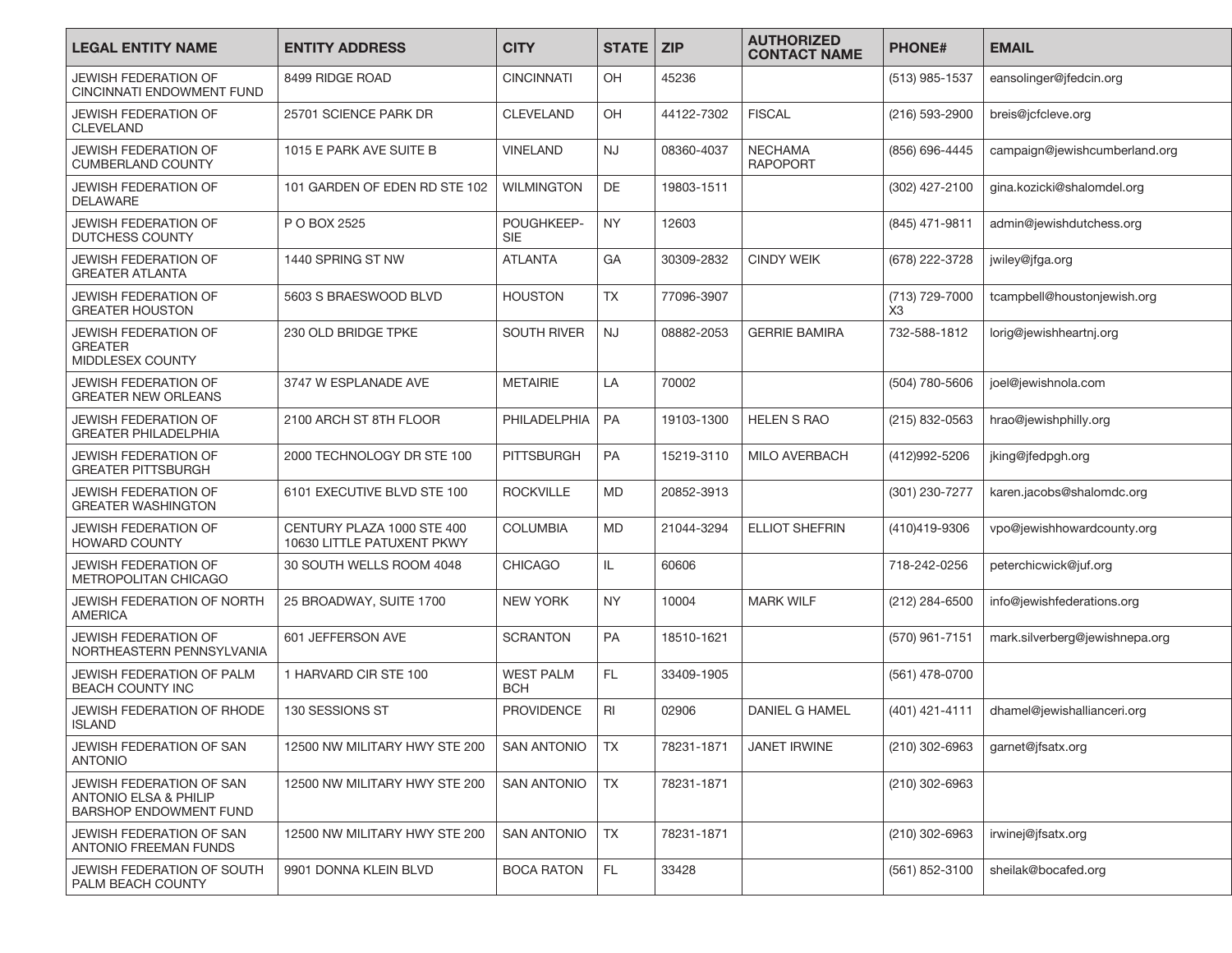| LEGAL ENTITY NAME | ENTITY ADDRESS | CITY | STATE | ZIP | AUTHORIZED CONTACT NAME | PHONE# | EMAIL |
|---|---|---|---|---|---|---|---|
| JEWISH FEDERATION OF CINCINNATI ENDOWMENT FUND | 8499 RIDGE ROAD | CINCINNATI | OH | 45236 | | (513) 985-1537 | eansolinger@jfedcin.org |
| JEWISH FEDERATION OF CLEVELAND | 25701 SCIENCE PARK DR | CLEVELAND | OH | 44122-7302 | FISCAL | (216) 593-2900 | breis@jcfcleve.org |
| JEWISH FEDERATION OF CUMBERLAND COUNTY | 1015 E PARK AVE SUITE B | VINELAND | NJ | 08360-4037 | NECHAMA RAPOPORT | (856) 696-4445 | campaign@jewishcumberland.org |
| JEWISH FEDERATION OF DELAWARE | 101 GARDEN OF EDEN RD STE 102 | WILMINGTON | DE | 19803-1511 | | (302) 427-2100 | gina.kozicki@shalomdel.org |
| JEWISH FEDERATION OF DUTCHESS COUNTY | P O BOX 2525 | POUGHKEEP-SIE | NY | 12603 | | (845) 471-9811 | admin@jewishdutchess.org |
| JEWISH FEDERATION OF GREATER ATLANTA | 1440 SPRING ST NW | ATLANTA | GA | 30309-2832 | CINDY WEIK | (678) 222-3728 | jwiley@jfga.org |
| JEWISH FEDERATION OF GREATER HOUSTON | 5603 S BRAESWOOD BLVD | HOUSTON | TX | 77096-3907 | | (713) 729-7000 X3 | tcampbell@houstonjewish.org |
| JEWISH FEDERATION OF GREATER MIDDLESEX COUNTY | 230 OLD BRIDGE TPKE | SOUTH RIVER | NJ | 08882-2053 | GERRIE BAMIRA | 732-588-1812 | lorig@jewishheartnj.org |
| JEWISH FEDERATION OF GREATER NEW ORLEANS | 3747 W ESPLANADE AVE | METAIRIE | LA | 70002 | | (504) 780-5606 | joel@jewishnola.com |
| JEWISH FEDERATION OF GREATER PHILADELPHIA | 2100 ARCH ST 8TH FLOOR | PHILADELPHIA | PA | 19103-1300 | HELEN S RAO | (215) 832-0563 | hrao@jewishphilly.org |
| JEWISH FEDERATION OF GREATER PITTSBURGH | 2000 TECHNOLOGY DR STE 100 | PITTSBURGH | PA | 15219-3110 | MILO AVERBACH | (412)992-5206 | jking@jfedpgh.org |
| JEWISH FEDERATION OF GREATER WASHINGTON | 6101 EXECUTIVE BLVD STE 100 | ROCKVILLE | MD | 20852-3913 | | (301) 230-7277 | karen.jacobs@shalomdc.org |
| JEWISH FEDERATION OF HOWARD COUNTY | CENTURY PLAZA 1000 STE 400 10630 LITTLE PATUXENT PKWY | COLUMBIA | MD | 21044-3294 | ELLIOT SHEFRIN | (410)419-9306 | vpo@jewishhowardcounty.org |
| JEWISH FEDERATION OF METROPOLITAN CHICAGO | 30 SOUTH WELLS ROOM 4048 | CHICAGO | IL | 60606 | | 718-242-0256 | peterchicwick@juf.org |
| JEWISH FEDERATION OF NORTH AMERICA | 25 BROADWAY, SUITE 1700 | NEW YORK | NY | 10004 | MARK WILF | (212) 284-6500 | info@jewishfederations.org |
| JEWISH FEDERATION OF NORTHEASTERN PENNSYLVANIA | 601 JEFFERSON AVE | SCRANTON | PA | 18510-1621 | | (570) 961-7151 | mark.silverberg@jewishnepa.org |
| JEWISH FEDERATION OF PALM BEACH COUNTY INC | 1 HARVARD CIR STE 100 | WEST PALM BCH | FL | 33409-1905 | | (561) 478-0700 | |
| JEWISH FEDERATION OF RHODE ISLAND | 130 SESSIONS ST | PROVIDENCE | RI | 02906 | DANIEL G HAMEL | (401) 421-4111 | dhamel@jewishallianceri.org |
| JEWISH FEDERATION OF SAN ANTONIO | 12500 NW MILITARY HWY STE 200 | SAN ANTONIO | TX | 78231-1871 | JANET IRWINE | (210) 302-6963 | garnet@jfsatx.org |
| JEWISH FEDERATION OF SAN ANTONIO ELSA & PHILIP BARSHOP ENDOWMENT FUND | 12500 NW MILITARY HWY STE 200 | SAN ANTONIO | TX | 78231-1871 | | (210) 302-6963 | |
| JEWISH FEDERATION OF SAN ANTONIO FREEMAN FUNDS | 12500 NW MILITARY HWY STE 200 | SAN ANTONIO | TX | 78231-1871 | | (210) 302-6963 | irwinej@jfsatx.org |
| JEWISH FEDERATION OF SOUTH PALM BEACH COUNTY | 9901 DONNA KLEIN BLVD | BOCA RATON | FL | 33428 | | (561) 852-3100 | sheilak@bocafed.org |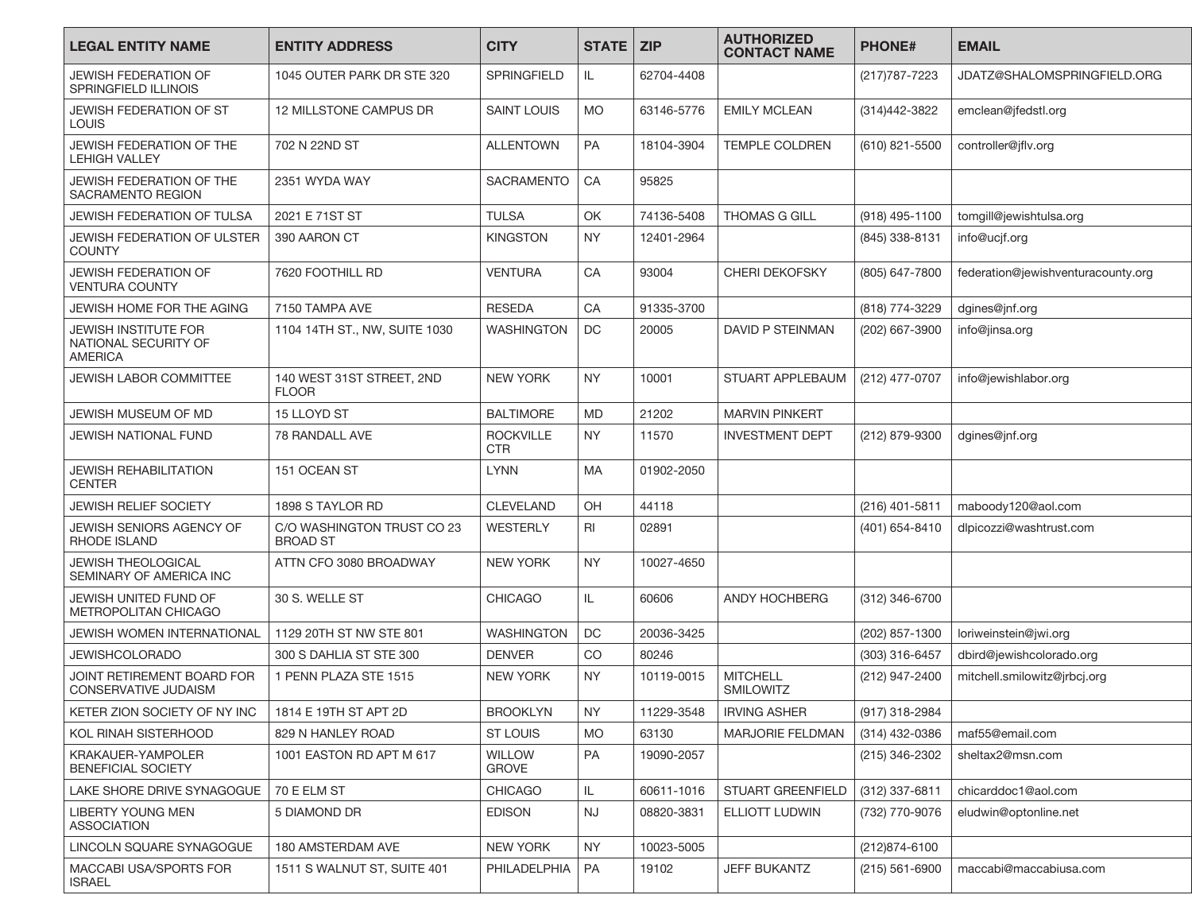| LEGAL ENTITY NAME | ENTITY ADDRESS | CITY | STATE | ZIP | AUTHORIZED CONTACT NAME | PHONE# | EMAIL |
|---|---|---|---|---|---|---|---|
| JEWISH FEDERATION OF SPRINGFIELD ILLINOIS | 1045 OUTER PARK DR STE 320 | SPRINGFIELD | IL | 62704-4408 | | (217)787-7223 | JDATZ@SHALOMSPRINGFIELD.ORG |
| JEWISH FEDERATION OF ST LOUIS | 12 MILLSTONE CAMPUS DR | SAINT LOUIS | MO | 63146-5776 | EMILY MCLEAN | (314)442-3822 | emclean@jfedstl.org |
| JEWISH FEDERATION OF THE LEHIGH VALLEY | 702 N 22ND ST | ALLENTOWN | PA | 18104-3904 | TEMPLE COLDREN | (610) 821-5500 | controller@jflv.org |
| JEWISH FEDERATION OF THE SACRAMENTO REGION | 2351 WYDA WAY | SACRAMENTO | CA | 95825 | | | |
| JEWISH FEDERATION OF TULSA | 2021 E 71ST ST | TULSA | OK | 74136-5408 | THOMAS G GILL | (918) 495-1100 | tomgill@jewishtulsa.org |
| JEWISH FEDERATION OF ULSTER COUNTY | 390 AARON CT | KINGSTON | NY | 12401-2964 | | (845) 338-8131 | info@ucjf.org |
| JEWISH FEDERATION OF VENTURA COUNTY | 7620 FOOTHILL RD | VENTURA | CA | 93004 | CHERI DEKOFSKY | (805) 647-7800 | federation@jewishventuracounty.org |
| JEWISH HOME FOR THE AGING | 7150 TAMPA AVE | RESEDA | CA | 91335-3700 | | (818) 774-3229 | dgines@jnf.org |
| JEWISH INSTITUTE FOR NATIONAL SECURITY OF AMERICA | 1104 14TH ST., NW, SUITE 1030 | WASHINGTON | DC | 20005 | DAVID P STEINMAN | (202) 667-3900 | info@jinsa.org |
| JEWISH LABOR COMMITTEE | 140 WEST 31ST STREET, 2ND FLOOR | NEW YORK | NY | 10001 | STUART APPLEBAUM | (212) 477-0707 | info@jewishlabor.org |
| JEWISH MUSEUM OF MD | 15 LLOYD ST | BALTIMORE | MD | 21202 | MARVIN PINKERT | | |
| JEWISH NATIONAL FUND | 78 RANDALL AVE | ROCKVILLE CTR | NY | 11570 | INVESTMENT DEPT | (212) 879-9300 | dgines@jnf.org |
| JEWISH REHABILITATION CENTER | 151 OCEAN ST | LYNN | MA | 01902-2050 | | | |
| JEWISH RELIEF SOCIETY | 1898 S TAYLOR RD | CLEVELAND | OH | 44118 | | (216) 401-5811 | maboody120@aol.com |
| JEWISH SENIORS AGENCY OF RHODE ISLAND | C/O WASHINGTON TRUST CO 23 BROAD ST | WESTERLY | RI | 02891 | | (401) 654-8410 | dlpicozzi@washtrust.com |
| JEWISH THEOLOGICAL SEMINARY OF AMERICA INC | ATTN CFO 3080 BROADWAY | NEW YORK | NY | 10027-4650 | | | |
| JEWISH UNITED FUND OF METROPOLITAN CHICAGO | 30 S. WELLE ST | CHICAGO | IL | 60606 | ANDY HOCHBERG | (312) 346-6700 | |
| JEWISH WOMEN INTERNATIONAL | 1129 20TH ST NW STE 801 | WASHINGTON | DC | 20036-3425 | | (202) 857-1300 | loriweinstein@jwi.org |
| JEWISHCOLORADO | 300 S DAHLIA ST STE 300 | DENVER | CO | 80246 | | (303) 316-6457 | dbird@jewishcolorado.org |
| JOINT RETIREMENT BOARD FOR CONSERVATIVE JUDAISM | 1 PENN PLAZA STE 1515 | NEW YORK | NY | 10119-0015 | MITCHELL SMILOWITZ | (212) 947-2400 | mitchell.smilowitz@jrbcj.org |
| KETER ZION SOCIETY OF NY INC | 1814 E 19TH ST APT 2D | BROOKLYN | NY | 11229-3548 | IRVING ASHER | (917) 318-2984 | |
| KOL RINAH SISTERHOOD | 829 N HANLEY ROAD | ST LOUIS | MO | 63130 | MARJORIE FELDMAN | (314) 432-0386 | maf55@email.com |
| KRAKAUER-YAMPOLER BENEFICIAL SOCIETY | 1001 EASTON RD APT M 617 | WILLOW GROVE | PA | 19090-2057 | | (215) 346-2302 | sheltax2@msn.com |
| LAKE SHORE DRIVE SYNAGOGUE | 70 E ELM ST | CHICAGO | IL | 60611-1016 | STUART GREENFIELD | (312) 337-6811 | chicarddoc1@aol.com |
| LIBERTY YOUNG MEN ASSOCIATION | 5 DIAMOND DR | EDISON | NJ | 08820-3831 | ELLIOTT LUDWIN | (732) 770-9076 | eludwin@optonline.net |
| LINCOLN SQUARE SYNAGOGUE | 180 AMSTERDAM AVE | NEW YORK | NY | 10023-5005 | | (212)874-6100 | |
| MACCABI USA/SPORTS FOR ISRAEL | 1511 S WALNUT ST, SUITE 401 | PHILADELPHIA | PA | 19102 | JEFF BUKANTZ | (215) 561-6900 | maccabi@maccabiusa.com |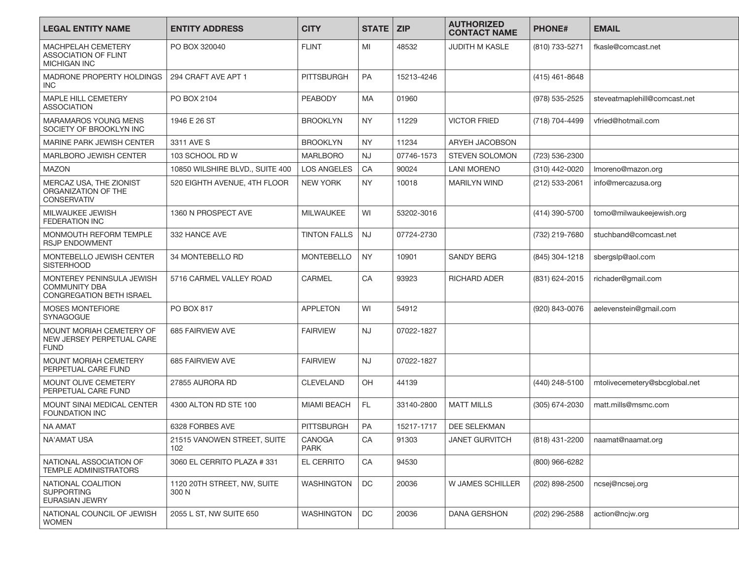| LEGAL ENTITY NAME | ENTITY ADDRESS | CITY | STATE | ZIP | AUTHORIZED CONTACT NAME | PHONE# | EMAIL |
|---|---|---|---|---|---|---|---|
| MACHPELAH CEMETERY ASSOCIATION OF FLINT MICHIGAN INC | PO BOX 320040 | FLINT | MI | 48532 | JUDITH M KASLE | (810) 733-5271 | fkasle@comcast.net |
| MADRONE PROPERTY HOLDINGS INC | 294 CRAFT AVE APT 1 | PITTSBURGH | PA | 15213-4246 | | (415) 461-8648 | |
| MAPLE HILL CEMETERY ASSOCIATION | PO BOX 2104 | PEABODY | MA | 01960 | | (978) 535-2525 | steveatmaplehill@comcast.net |
| MARAMAROS YOUNG MENS SOCIETY OF BROOKLYN INC | 1946 E 26 ST | BROOKLYN | NY | 11229 | VICTOR FRIED | (718) 704-4499 | vfried@hotmail.com |
| MARINE PARK JEWISH CENTER | 3311 AVE S | BROOKLYN | NY | 11234 | ARYEH JACOBSON | | |
| MARLBORO JEWISH CENTER | 103 SCHOOL RD W | MARLBORO | NJ | 07746-1573 | STEVEN SOLOMON | (723) 536-2300 | |
| MAZON | 10850 WILSHIRE BLVD., SUITE 400 | LOS ANGELES | CA | 90024 | LANI MORENO | (310) 442-0020 | lmoreno@mazon.org |
| MERCAZ USA, THE ZIONIST ORGANIZATION OF THE CONSERVATIV | 520 EIGHTH AVENUE, 4TH FLOOR | NEW YORK | NY | 10018 | MARILYN WIND | (212) 533-2061 | info@mercazusa.org |
| MILWAUKEE JEWISH FEDERATION INC | 1360 N PROSPECT AVE | MILWAUKEE | WI | 53202-3016 | | (414) 390-5700 | tomo@milwaukeejewish.org |
| MONMOUTH REFORM TEMPLE RSJP ENDOWMENT | 332 HANCE AVE | TINTON FALLS | NJ | 07724-2730 | | (732) 219-7680 | stuchband@comcast.net |
| MONTEBELLO JEWISH CENTER SISTERHOOD | 34 MONTEBELLO RD | MONTEBELLO | NY | 10901 | SANDY BERG | (845) 304-1218 | sbergslp@aol.com |
| MONTEREY PENINSULA JEWISH COMMUNITY DBA CONGREGATION BETH ISRAEL | 5716 CARMEL VALLEY ROAD | CARMEL | CA | 93923 | RICHARD ADER | (831) 624-2015 | richader@gmail.com |
| MOSES MONTEFIORE SYNAGOGUE | PO BOX 817 | APPLETON | WI | 54912 | | (920) 843-0076 | aelevenstein@gmail.com |
| MOUNT MORIAH CEMETERY OF NEW JERSEY PERPETUAL CARE FUND | 685 FAIRVIEW AVE | FAIRVIEW | NJ | 07022-1827 | | | |
| MOUNT MORIAH CEMETERY PERPETUAL CARE FUND | 685 FAIRVIEW AVE | FAIRVIEW | NJ | 07022-1827 | | | |
| MOUNT OLIVE CEMETERY PERPETUAL CARE FUND | 27855 AURORA RD | CLEVELAND | OH | 44139 | | (440) 248-5100 | mtolivecemetery@sbcglobal.net |
| MOUNT SINAI MEDICAL CENTER FOUNDATION INC | 4300 ALTON RD STE 100 | MIAMI BEACH | FL | 33140-2800 | MATT MILLS | (305) 674-2030 | matt.mills@msmc.com |
| NA AMAT | 6328 FORBES AVE | PITTSBURGH | PA | 15217-1717 | DEE SELEKMAN | | |
| NA'AMAT USA | 21515 VANOWEN STREET, SUITE 102 | CANOGA PARK | CA | 91303 | JANET GURVITCH | (818) 431-2200 | naamat@naamat.org |
| NATIONAL ASSOCIATION OF TEMPLE ADMINISTRATORS | 3060 EL CERRITO PLAZA # 331 | EL CERRITO | CA | 94530 | | (800) 966-6282 | |
| NATIONAL COALITION SUPPORTING EURASIAN JEWRY | 1120 20TH STREET, NW, SUITE 300 N | WASHINGTON | DC | 20036 | W JAMES SCHILLER | (202) 898-2500 | ncsej@ncsej.org |
| NATIONAL COUNCIL OF JEWISH WOMEN | 2055 L ST, NW SUITE 650 | WASHINGTON | DC | 20036 | DANA GERSHON | (202) 296-2588 | action@ncjw.org |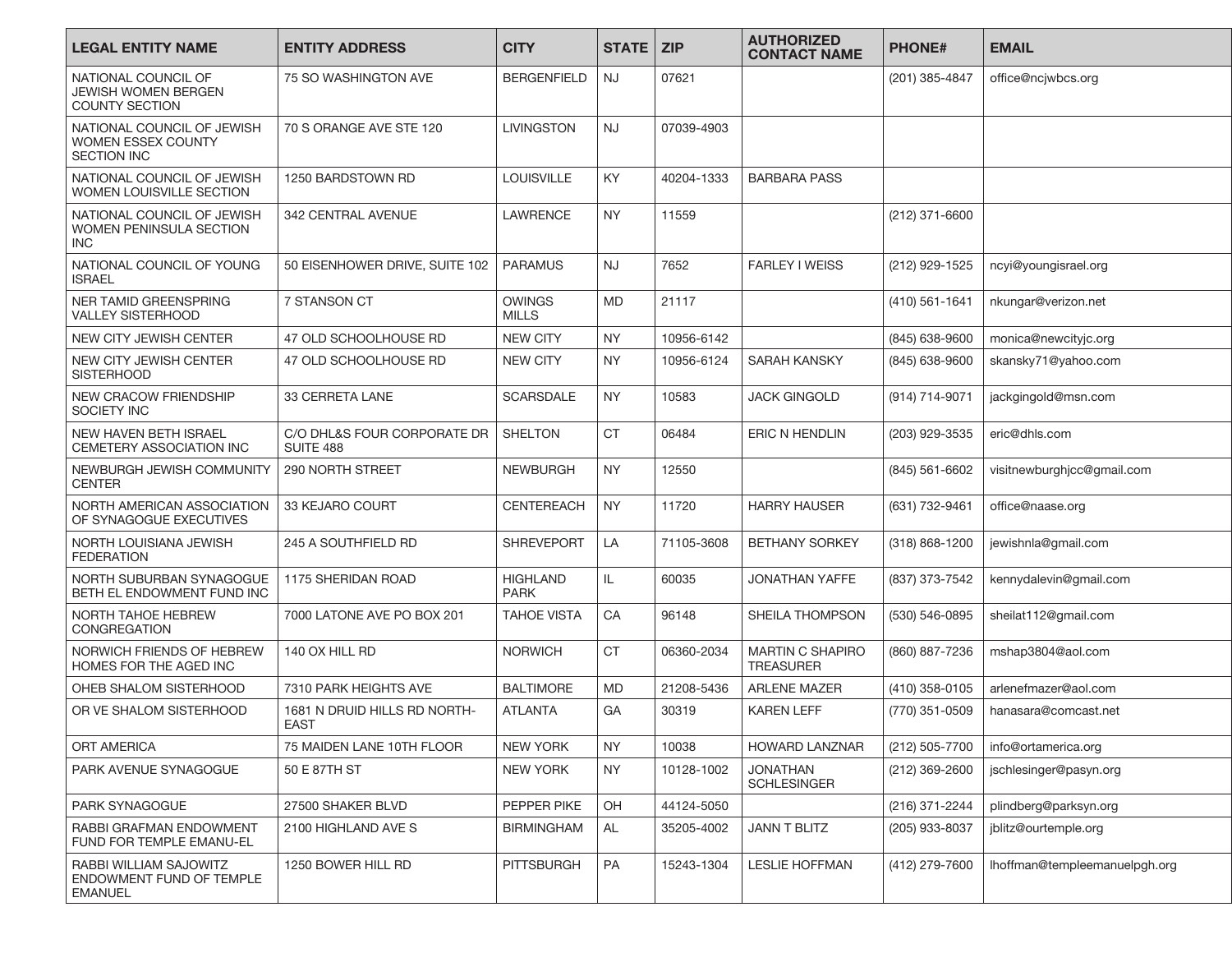| LEGAL ENTITY NAME | ENTITY ADDRESS | CITY | STATE | ZIP | AUTHORIZED CONTACT NAME | PHONE# | EMAIL |
|---|---|---|---|---|---|---|---|
| NATIONAL COUNCIL OF JEWISH WOMEN BERGEN COUNTY SECTION | 75 SO WASHINGTON AVE | BERGENFIELD | NJ | 07621 | | (201) 385-4847 | office@ncjwbcs.org |
| NATIONAL COUNCIL OF JEWISH WOMEN ESSEX COUNTY SECTION INC | 70 S ORANGE AVE STE 120 | LIVINGSTON | NJ | 07039-4903 | | | |
| NATIONAL COUNCIL OF JEWISH WOMEN LOUISVILLE SECTION | 1250 BARDSTOWN RD | LOUISVILLE | KY | 40204-1333 | BARBARA PASS | | |
| NATIONAL COUNCIL OF JEWISH WOMEN PENINSULA SECTION INC | 342 CENTRAL AVENUE | LAWRENCE | NY | 11559 | | (212) 371-6600 | |
| NATIONAL COUNCIL OF YOUNG ISRAEL | 50 EISENHOWER DRIVE, SUITE 102 | PARAMUS | NJ | 7652 | FARLEY I WEISS | (212) 929-1525 | ncyi@youngisrael.org |
| NER TAMID GREENSPRING VALLEY SISTERHOOD | 7 STANSON CT | OWINGS MILLS | MD | 21117 | | (410) 561-1641 | nkungar@verizon.net |
| NEW CITY JEWISH CENTER | 47 OLD SCHOOLHOUSE RD | NEW CITY | NY | 10956-6142 | | (845) 638-9600 | monica@newcityjc.org |
| NEW CITY JEWISH CENTER SISTERHOOD | 47 OLD SCHOOLHOUSE RD | NEW CITY | NY | 10956-6124 | SARAH KANSKY | (845) 638-9600 | skansky71@yahoo.com |
| NEW CRACOW FRIENDSHIP SOCIETY INC | 33 CERRETA LANE | SCARSDALE | NY | 10583 | JACK GINGOLD | (914) 714-9071 | jackgingold@msn.com |
| NEW HAVEN BETH ISRAEL CEMETERY ASSOCIATION INC | C/O DHL&S FOUR CORPORATE DR SUITE 488 | SHELTON | CT | 06484 | ERIC N HENDLIN | (203) 929-3535 | eric@dhls.com |
| NEWBURGH JEWISH COMMUNITY CENTER | 290 NORTH STREET | NEWBURGH | NY | 12550 | | (845) 561-6602 | visitnewburghjcc@gmail.com |
| NORTH AMERICAN ASSOCIATION OF SYNAGOGUE EXECUTIVES | 33 KEJARO COURT | CENTEREACH | NY | 11720 | HARRY HAUSER | (631) 732-9461 | office@naase.org |
| NORTH LOUISIANA JEWISH FEDERATION | 245 A SOUTHFIELD RD | SHREVEPORT | LA | 71105-3608 | BETHANY SORKEY | (318) 868-1200 | jewishnla@gmail.com |
| NORTH SUBURBAN SYNAGOGUE BETH EL ENDOWMENT FUND INC | 1175 SHERIDAN ROAD | HIGHLAND PARK | IL | 60035 | JONATHAN YAFFE | (837) 373-7542 | kennydalevin@gmail.com |
| NORTH TAHOE HEBREW CONGREGATION | 7000 LATONE AVE PO BOX 201 | TAHOE VISTA | CA | 96148 | SHEILA THOMPSON | (530) 546-0895 | sheilat112@gmail.com |
| NORWICH FRIENDS OF HEBREW HOMES FOR THE AGED INC | 140 OX HILL RD | NORWICH | CT | 06360-2034 | MARTIN C SHAPIRO TREASURER | (860) 887-7236 | mshap3804@aol.com |
| OHEB SHALOM SISTERHOOD | 7310 PARK HEIGHTS AVE | BALTIMORE | MD | 21208-5436 | ARLENE MAZER | (410) 358-0105 | arlenefmazer@aol.com |
| OR VE SHALOM SISTERHOOD | 1681 N DRUID HILLS RD NORTH-EAST | ATLANTA | GA | 30319 | KAREN LEFF | (770) 351-0509 | hanasara@comcast.net |
| ORT AMERICA | 75 MAIDEN LANE 10TH FLOOR | NEW YORK | NY | 10038 | HOWARD LANZNAR | (212) 505-7700 | info@ortamerica.org |
| PARK AVENUE SYNAGOGUE | 50 E 87TH ST | NEW YORK | NY | 10128-1002 | JONATHAN SCHLESINGER | (212) 369-2600 | jschlesinger@pasyn.org |
| PARK SYNAGOGUE | 27500 SHAKER BLVD | PEPPER PIKE | OH | 44124-5050 | | (216) 371-2244 | plindberg@parksyn.org |
| RABBI GRAFMAN ENDOWMENT FUND FOR TEMPLE EMANU-EL | 2100 HIGHLAND AVE S | BIRMINGHAM | AL | 35205-4002 | JANN T BLITZ | (205) 933-8037 | jblitz@ourtemple.org |
| RABBI WILLIAM SAJOWITZ ENDOWMENT FUND OF TEMPLE EMANUEL | 1250 BOWER HILL RD | PITTSBURGH | PA | 15243-1304 | LESLIE HOFFMAN | (412) 279-7600 | lhoffman@templeemanuelpgh.org |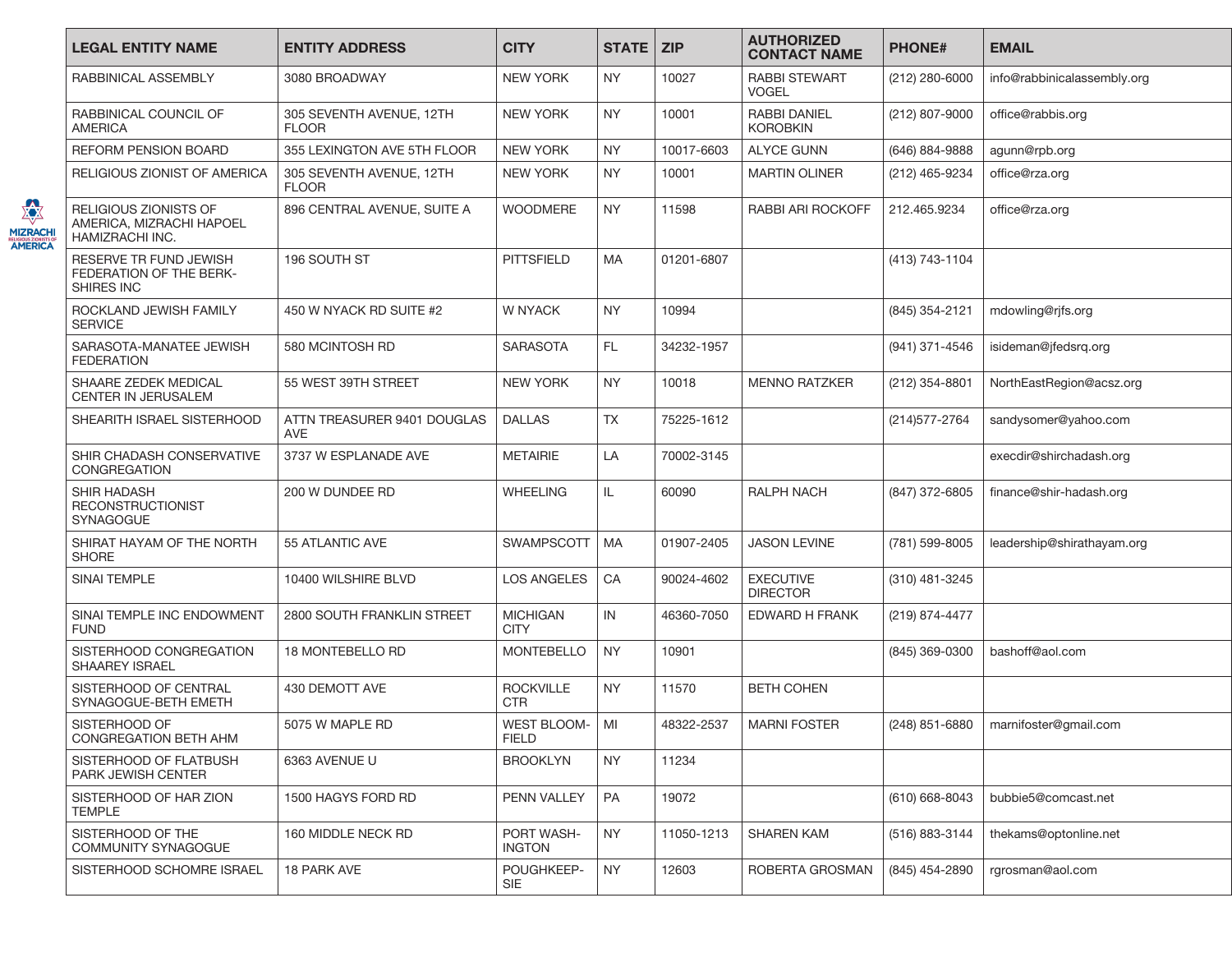| LEGAL ENTITY NAME | ENTITY ADDRESS | CITY | STATE | ZIP | AUTHORIZED CONTACT NAME | PHONE# | EMAIL |
|---|---|---|---|---|---|---|---|
| RABBINICAL ASSEMBLY | 3080 BROADWAY | NEW YORK | NY | 10027 | RABBI STEWART VOGEL | (212) 280-6000 | info@rabbinicalassembly.org |
| RABBINICAL COUNCIL OF AMERICA | 305 SEVENTH AVENUE, 12TH FLOOR | NEW YORK | NY | 10001 | RABBI DANIEL KOROBKIN | (212) 807-9000 | office@rabbis.org |
| REFORM PENSION BOARD | 355 LEXINGTON AVE 5TH FLOOR | NEW YORK | NY | 10017-6603 | ALYCE GUNN | (646) 884-9888 | agunn@rpb.org |
| RELIGIOUS ZIONIST OF AMERICA | 305 SEVENTH AVENUE, 12TH FLOOR | NEW YORK | NY | 10001 | MARTIN OLINER | (212) 465-9234 | office@rza.org |
| RELIGIOUS ZIONISTS OF AMERICA, MIZRACHI HAPOEL HAMIZRACHI INC. | 896 CENTRAL AVENUE, SUITE A | WOODMERE | NY | 11598 | RABBI ARI ROCKOFF | 212.465.9234 | office@rza.org |
| RESERVE TR FUND JEWISH FEDERATION OF THE BERK-SHIRES INC | 196 SOUTH ST | PITTSFIELD | MA | 01201-6807 | | (413) 743-1104 | |
| ROCKLAND JEWISH FAMILY SERVICE | 450 W NYACK RD SUITE #2 | W NYACK | NY | 10994 | | (845) 354-2121 | mdowling@rjfs.org |
| SARASOTA-MANATEE JEWISH FEDERATION | 580 MCINTOSH RD | SARASOTA | FL | 34232-1957 | | (941) 371-4546 | isideman@jfedsrq.org |
| SHAARE ZEDEK MEDICAL CENTER IN JERUSALEM | 55 WEST 39TH STREET | NEW YORK | NY | 10018 | MENNO RATZKER | (212) 354-8801 | NorthEastRegion@acsz.org |
| SHEARITH ISRAEL SISTERHOOD | ATTN TREASURER 9401 DOUGLAS AVE | DALLAS | TX | 75225-1612 | | (214)577-2764 | sandysomer@yahoo.com |
| SHIR CHADASH CONSERVATIVE CONGREGATION | 3737 W ESPLANADE AVE | METAIRIE | LA | 70002-3145 | | | execdir@shirchadash.org |
| SHIR HADASH RECONSTRUCTIONIST SYNAGOGUE | 200 W DUNDEE RD | WHEELING | IL | 60090 | RALPH NACH | (847) 372-6805 | finance@shir-hadash.org |
| SHIRAT HAYAM OF THE NORTH SHORE | 55 ATLANTIC AVE | SWAMPSCOTT | MA | 01907-2405 | JASON LEVINE | (781) 599-8005 | leadership@shirathayam.org |
| SINAI TEMPLE | 10400 WILSHIRE BLVD | LOS ANGELES | CA | 90024-4602 | EXECUTIVE DIRECTOR | (310) 481-3245 | |
| SINAI TEMPLE INC ENDOWMENT FUND | 2800 SOUTH FRANKLIN STREET | MICHIGAN CITY | IN | 46360-7050 | EDWARD H FRANK | (219) 874-4477 | |
| SISTERHOOD CONGREGATION SHAAREY ISRAEL | 18 MONTEBELLO RD | MONTEBELLO | NY | 10901 | | (845) 369-0300 | bashoff@aol.com |
| SISTERHOOD OF CENTRAL SYNAGOGUE-BETH EMETH | 430 DEMOTT AVE | ROCKVILLE CTR | NY | 11570 | BETH COHEN | | |
| SISTERHOOD OF CONGREGATION BETH AHM | 5075 W MAPLE RD | WEST BLOOM-FIELD | MI | 48322-2537 | MARNI FOSTER | (248) 851-6880 | marnifoster@gmail.com |
| SISTERHOOD OF FLATBUSH PARK JEWISH CENTER | 6363 AVENUE U | BROOKLYN | NY | 11234 | | | |
| SISTERHOOD OF HAR ZION TEMPLE | 1500 HAGYS FORD RD | PENN VALLEY | PA | 19072 | | (610) 668-8043 | bubbie5@comcast.net |
| SISTERHOOD OF THE COMMUNITY SYNAGOGUE | 160 MIDDLE NECK RD | PORT WASH-INGTON | NY | 11050-1213 | SHAREN KAM | (516) 883-3144 | thekams@optonline.net |
| SISTERHOOD SCHOMRE ISRAEL | 18 PARK AVE | POUGHKEEP-SIE | NY | 12603 | ROBERTA GROSMAN | (845) 454-2890 | rgrosman@aol.com |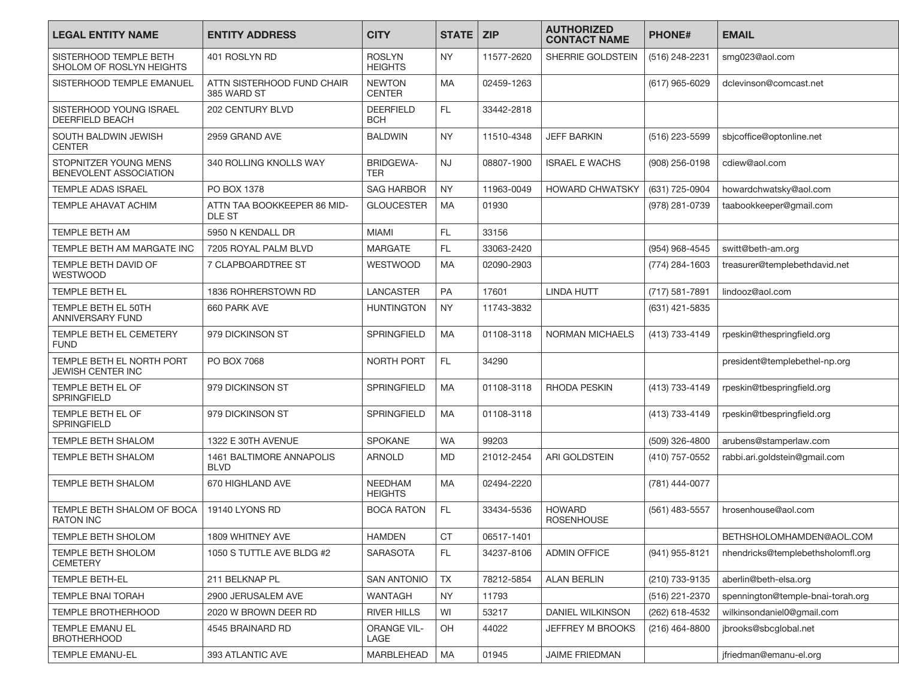| LEGAL ENTITY NAME | ENTITY ADDRESS | CITY | STATE | ZIP | AUTHORIZED CONTACT NAME | PHONE# | EMAIL |
|---|---|---|---|---|---|---|---|
| SISTERHOOD TEMPLE BETH SHOLOM OF ROSLYN HEIGHTS | 401 ROSLYN RD | ROSLYN HEIGHTS | NY | 11577-2620 | SHERRIE GOLDSTEIN | (516) 248-2231 | smg023@aol.com |
| SISTERHOOD TEMPLE EMANUEL | ATTN SISTERHOOD FUND CHAIR 385 WARD ST | NEWTON CENTER | MA | 02459-1263 | | (617) 965-6029 | dclevinson@comcast.net |
| SISTERHOOD YOUNG ISRAEL DEERFIELD BEACH | 202 CENTURY BLVD | DEERFIELD BCH | FL | 33442-2818 | | | |
| SOUTH BALDWIN JEWISH CENTER | 2959 GRAND AVE | BALDWIN | NY | 11510-4348 | JEFF BARKIN | (516) 223-5599 | sbjcoffice@optonline.net |
| STOPNITZER YOUNG MENS BENEVOLENT ASSOCIATION | 340 ROLLING KNOLLS WAY | BRIDGEWATER | NJ | 08807-1900 | ISRAEL E WACHS | (908) 256-0198 | cdiew@aol.com |
| TEMPLE ADAS ISRAEL | PO BOX 1378 | SAG HARBOR | NY | 11963-0049 | HOWARD CHWATSKY | (631) 725-0904 | howardchwatsky@aol.com |
| TEMPLE AHAVAT ACHIM | ATTN TAA BOOKKEEPER 86 MIDDLE ST | GLOUCESTER | MA | 01930 | | (978) 281-0739 | taabookkeeper@gmail.com |
| TEMPLE BETH AM | 5950 N KENDALL DR | MIAMI | FL | 33156 | | | |
| TEMPLE BETH AM MARGATE INC | 7205 ROYAL PALM BLVD | MARGATE | FL | 33063-2420 | | (954) 968-4545 | switt@beth-am.org |
| TEMPLE BETH DAVID OF WESTWOOD | 7 CLAPBOARDTREE ST | WESTWOOD | MA | 02090-2903 | | (774) 284-1603 | treasurer@templebethdavid.net |
| TEMPLE BETH EL | 1836 ROHRERSTOWN RD | LANCASTER | PA | 17601 | LINDA HUTT | (717) 581-7891 | lindooz@aol.com |
| TEMPLE BETH EL 50TH ANNIVERSARY FUND | 660 PARK AVE | HUNTINGTON | NY | 11743-3832 | | (631) 421-5835 | |
| TEMPLE BETH EL CEMETERY FUND | 979 DICKINSON ST | SPRINGFIELD | MA | 01108-3118 | NORMAN MICHAELS | (413) 733-4149 | rpeskin@thespringfield.org |
| TEMPLE BETH EL NORTH PORT JEWISH CENTER INC | PO BOX 7068 | NORTH PORT | FL | 34290 | | | president@templebethel-np.org |
| TEMPLE BETH EL OF SPRINGFIELD | 979 DICKINSON ST | SPRINGFIELD | MA | 01108-3118 | RHODA PESKIN | (413) 733-4149 | rpeskin@tbespringfield.org |
| TEMPLE BETH EL OF SPRINGFIELD | 979 DICKINSON ST | SPRINGFIELD | MA | 01108-3118 | | (413) 733-4149 | rpeskin@tbespringfield.org |
| TEMPLE BETH SHALOM | 1322 E 30TH AVENUE | SPOKANE | WA | 99203 | | (509) 326-4800 | arubens@stamperlaw.com |
| TEMPLE BETH SHALOM | 1461 BALTIMORE ANNAPOLIS BLVD | ARNOLD | MD | 21012-2454 | ARI GOLDSTEIN | (410) 757-0552 | rabbi.ari.goldstein@gmail.com |
| TEMPLE BETH SHALOM | 670 HIGHLAND AVE | NEEDHAM HEIGHTS | MA | 02494-2220 | | (781) 444-0077 | |
| TEMPLE BETH SHALOM OF BOCA RATON INC | 19140 LYONS RD | BOCA RATON | FL | 33434-5536 | HOWARD ROSENHOUSE | (561) 483-5557 | hrosenhouse@aol.com |
| TEMPLE BETH SHOLOM | 1809 WHITNEY AVE | HAMDEN | CT | 06517-1401 | | | BETHSHOLOMHAMDEN@AOL.COM |
| TEMPLE BETH SHOLOM CEMETERY | 1050 S TUTTLE AVE BLDG #2 | SARASOTA | FL | 34237-8106 | ADMIN OFFICE | (941) 955-8121 | nhendricks@templebethsholomfl.org |
| TEMPLE BETH-EL | 211 BELKNAP PL | SAN ANTONIO | TX | 78212-5854 | ALAN BERLIN | (210) 733-9135 | aberlin@beth-elsa.org |
| TEMPLE BNAI TORAH | 2900 JERUSALEM AVE | WANTAGH | NY | 11793 | | (516) 221-2370 | spennington@temple-bnai-torah.org |
| TEMPLE BROTHERHOOD | 2020 W BROWN DEER RD | RIVER HILLS | WI | 53217 | DANIEL WILKINSON | (262) 618-4532 | wilkinsondaniel0@gmail.com |
| TEMPLE EMANU EL BROTHERHOOD | 4545 BRAINARD RD | ORANGE VILLAGE | OH | 44022 | JEFFREY M BROOKS | (216) 464-8800 | jbrooks@sbcglobal.net |
| TEMPLE EMANU-EL | 393 ATLANTIC AVE | MARBLEHEAD | MA | 01945 | JAIME FRIEDMAN | | jfriedman@emanu-el.org |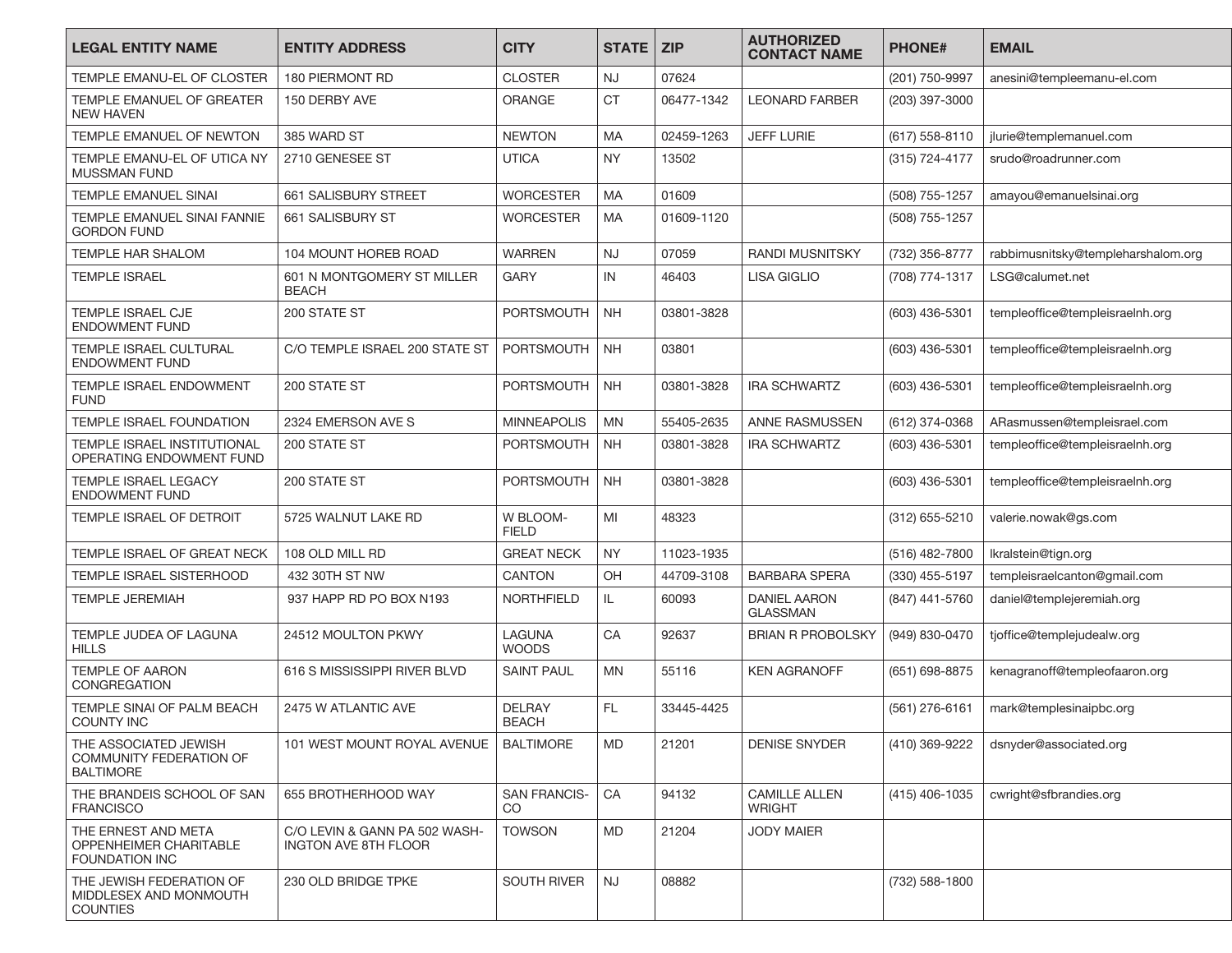| LEGAL ENTITY NAME | ENTITY ADDRESS | CITY | STATE | ZIP | AUTHORIZED CONTACT NAME | PHONE# | EMAIL |
|---|---|---|---|---|---|---|---|
| TEMPLE EMANU-EL OF CLOSTER | 180 PIERMONT RD | CLOSTER | NJ | 07624 | | (201) 750-9997 | anesini@templeemanu-el.com |
| TEMPLE EMANUEL OF GREATER NEW HAVEN | 150 DERBY AVE | ORANGE | CT | 06477-1342 | LEONARD FARBER | (203) 397-3000 | |
| TEMPLE EMANUEL OF NEWTON | 385 WARD ST | NEWTON | MA | 02459-1263 | JEFF LURIE | (617) 558-8110 | jlurie@templemanuel.com |
| TEMPLE EMANU-EL OF UTICA NY MUSSMAN FUND | 2710 GENESEE ST | UTICA | NY | 13502 | | (315) 724-4177 | srudo@roadrunner.com |
| TEMPLE EMANUEL SINAI | 661 SALISBURY STREET | WORCESTER | MA | 01609 | | (508) 755-1257 | amayou@emanuelsinai.org |
| TEMPLE EMANUEL SINAI FANNIE GORDON FUND | 661 SALISBURY ST | WORCESTER | MA | 01609-1120 | | (508) 755-1257 | |
| TEMPLE HAR SHALOM | 104 MOUNT HOREB ROAD | WARREN | NJ | 07059 | RANDI MUSNITSKY | (732) 356-8777 | rabbimusnitsky@templeharshalom.org |
| TEMPLE ISRAEL | 601 N MONTGOMERY ST MILLER BEACH | GARY | IN | 46403 | LISA GIGLIO | (708) 774-1317 | LSG@calumet.net |
| TEMPLE ISRAEL CJE ENDOWMENT FUND | 200 STATE ST | PORTSMOUTH | NH | 03801-3828 | | (603) 436-5301 | templeoffice@templeisraelnh.org |
| TEMPLE ISRAEL CULTURAL ENDOWMENT FUND | C/O TEMPLE ISRAEL 200 STATE ST | PORTSMOUTH | NH | 03801 | | (603) 436-5301 | templeoffice@templeisraelnh.org |
| TEMPLE ISRAEL ENDOWMENT FUND | 200 STATE ST | PORTSMOUTH | NH | 03801-3828 | IRA SCHWARTZ | (603) 436-5301 | templeoffice@templeisraelnh.org |
| TEMPLE ISRAEL FOUNDATION | 2324 EMERSON AVE S | MINNEAPOLIS | MN | 55405-2635 | ANNE RASMUSSEN | (612) 374-0368 | ARasmussen@templeisrael.com |
| TEMPLE ISRAEL INSTITUTIONAL OPERATING ENDOWMENT FUND | 200 STATE ST | PORTSMOUTH | NH | 03801-3828 | IRA SCHWARTZ | (603) 436-5301 | templeoffice@templeisraelnh.org |
| TEMPLE ISRAEL LEGACY ENDOWMENT FUND | 200 STATE ST | PORTSMOUTH | NH | 03801-3828 | | (603) 436-5301 | templeoffice@templeisraelnh.org |
| TEMPLE ISRAEL OF DETROIT | 5725 WALNUT LAKE RD | W BLOOM-FIELD | MI | 48323 | | (312) 655-5210 | valerie.nowak@gs.com |
| TEMPLE ISRAEL OF GREAT NECK | 108 OLD MILL RD | GREAT NECK | NY | 11023-1935 | | (516) 482-7800 | lkralstein@tign.org |
| TEMPLE ISRAEL SISTERHOOD | 432 30TH ST NW | CANTON | OH | 44709-3108 | BARBARA SPERA | (330) 455-5197 | templeisraelcanton@gmail.com |
| TEMPLE JEREMIAH | 937 HAPP RD PO BOX N193 | NORTHFIELD | IL | 60093 | DANIEL AARON GLASSMAN | (847) 441-5760 | daniel@templejeremiah.org |
| TEMPLE JUDEA OF LAGUNA HILLS | 24512 MOULTON PKWY | LAGUNA WOODS | CA | 92637 | BRIAN R PROBOLSKY | (949) 830-0470 | tjoffice@templejudealw.org |
| TEMPLE OF AARON CONGREGATION | 616 S MISSISSIPPI RIVER BLVD | SAINT PAUL | MN | 55116 | KEN AGRANOFF | (651) 698-8875 | kenagranoff@templeofaaron.org |
| TEMPLE SINAI OF PALM BEACH COUNTY INC | 2475 W ATLANTIC AVE | DELRAY BEACH | FL | 33445-4425 | | (561) 276-6161 | mark@templesinaipbc.org |
| THE ASSOCIATED JEWISH COMMUNITY FEDERATION OF BALTIMORE | 101 WEST MOUNT ROYAL AVENUE | BALTIMORE | MD | 21201 | DENISE SNYDER | (410) 369-9222 | dsnyder@associated.org |
| THE BRANDEIS SCHOOL OF SAN FRANCISCO | 655 BROTHERHOOD WAY | SAN FRANCIS-CO | CA | 94132 | CAMILLE ALLEN WRIGHT | (415) 406-1035 | cwright@sfbrandies.org |
| THE ERNEST AND META OPPENHEIMER CHARITABLE FOUNDATION INC | C/O LEVIN & GANN PA 502 WASH-INGTON AVE 8TH FLOOR | TOWSON | MD | 21204 | JODY MAIER | | |
| THE JEWISH FEDERATION OF MIDDLESEX AND MONMOUTH COUNTIES | 230 OLD BRIDGE TPKE | SOUTH RIVER | NJ | 08882 | | (732) 588-1800 | |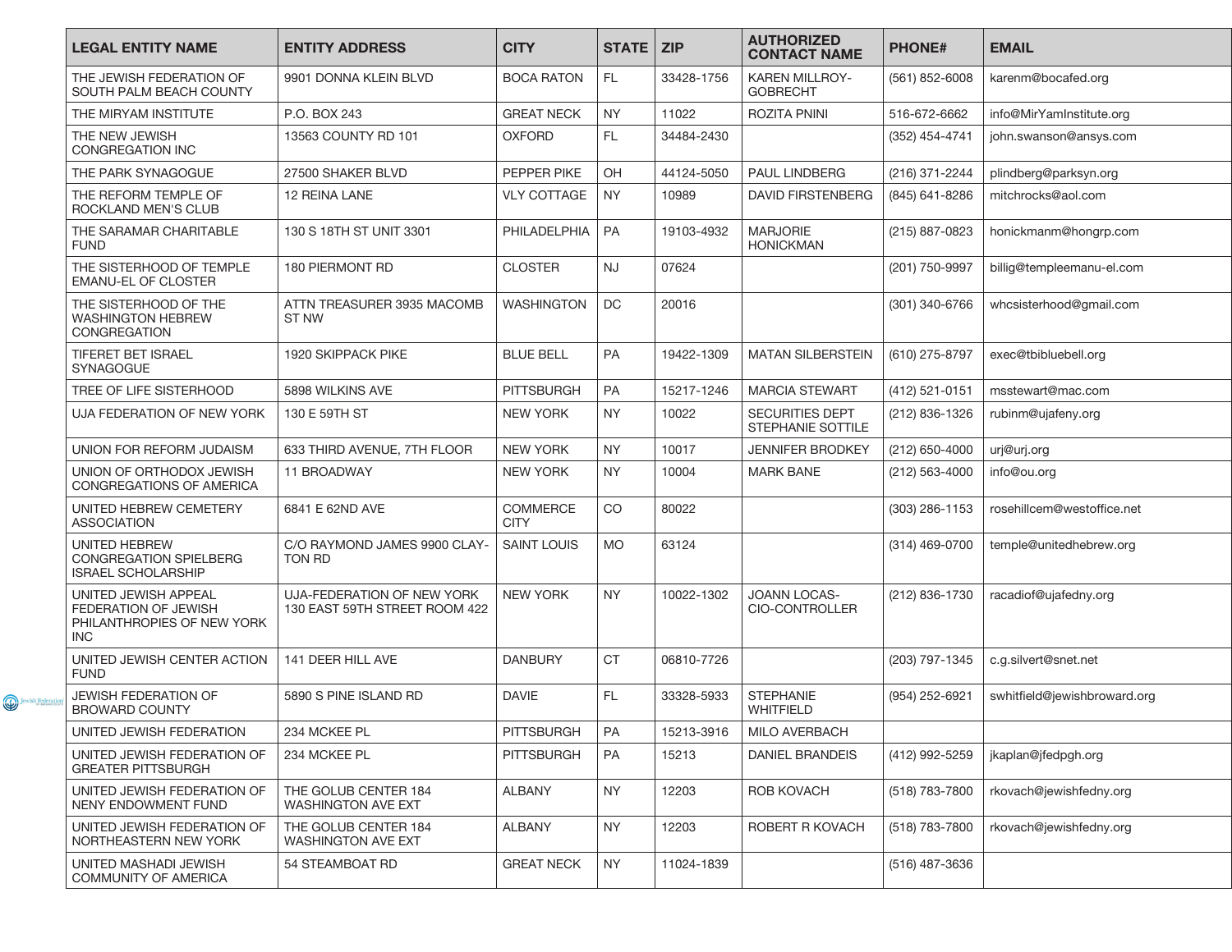| LEGAL ENTITY NAME | ENTITY ADDRESS | CITY | STATE | ZIP | AUTHORIZED CONTACT NAME | PHONE# | EMAIL |
|---|---|---|---|---|---|---|---|
| THE JEWISH FEDERATION OF SOUTH PALM BEACH COUNTY | 9901 DONNA KLEIN BLVD | BOCA RATON | FL | 33428-1756 | KAREN MILLROY-GOBRECHT | (561) 852-6008 | karenm@bocafed.org |
| THE MIRYAM INSTITUTE | P.O. BOX 243 | GREAT NECK | NY | 11022 | ROZITA PNINI | 516-672-6662 | info@MirYamInstitute.org |
| THE NEW JEWISH CONGREGATION INC | 13563 COUNTY RD 101 | OXFORD | FL | 34484-2430 | | (352) 454-4741 | john.swanson@ansys.com |
| THE PARK SYNAGOGUE | 27500 SHAKER BLVD | PEPPER PIKE | OH | 44124-5050 | PAUL LINDBERG | (216) 371-2244 | plindberg@parksyn.org |
| THE REFORM TEMPLE OF ROCKLAND MEN'S CLUB | 12 REINA LANE | VLY COTTAGE | NY | 10989 | DAVID FIRSTENBERG | (845) 641-8286 | mitchrocks@aol.com |
| THE SARAMAR CHARITABLE FUND | 130 S 18TH ST UNIT 3301 | PHILADELPHIA | PA | 19103-4932 | MARJORIE HONICKMAN | (215) 887-0823 | honickmanm@hongrp.com |
| THE SISTERHOOD OF TEMPLE EMANU-EL OF CLOSTER | 180 PIERMONT RD | CLOSTER | NJ | 07624 | | (201) 750-9997 | billig@templeemanu-el.com |
| THE SISTERHOOD OF THE WASHINGTON HEBREW CONGREGATION | ATTN TREASURER 3935 MACOMB ST NW | WASHINGTON | DC | 20016 | | (301) 340-6766 | whcsisterhood@gmail.com |
| TIFERET BET ISRAEL SYNAGOGUE | 1920 SKIPPACK PIKE | BLUE BELL | PA | 19422-1309 | MATAN SILBERSTEIN | (610) 275-8797 | exec@tbibluebell.org |
| TREE OF LIFE SISTERHOOD | 5898 WILKINS AVE | PITTSBURGH | PA | 15217-1246 | MARCIA STEWART | (412) 521-0151 | msstewart@mac.com |
| UJA FEDERATION OF NEW YORK | 130 E 59TH ST | NEW YORK | NY | 10022 | SECURITIES DEPT STEPHANIE SOTTILE | (212) 836-1326 | rubinm@ujafeny.org |
| UNION FOR REFORM JUDAISM | 633 THIRD AVENUE, 7TH FLOOR | NEW YORK | NY | 10017 | JENNIFER BRODKEY | (212) 650-4000 | urj@urj.org |
| UNION OF ORTHODOX JEWISH CONGREGATIONS OF AMERICA | 11 BROADWAY | NEW YORK | NY | 10004 | MARK BANE | (212) 563-4000 | info@ou.org |
| UNITED HEBREW CEMETERY ASSOCIATION | 6841 E 62ND AVE | COMMERCE CITY | CO | 80022 | | (303) 286-1153 | rosehillcem@westoffice.net |
| UNITED HEBREW CONGREGATION SPIELBERG ISRAEL SCHOLARSHIP | C/O RAYMOND JAMES 9900 CLAYTON RD | SAINT LOUIS | MO | 63124 | | (314) 469-0700 | temple@unitedhebrew.org |
| UNITED JEWISH APPEAL FEDERATION OF JEWISH PHILANTHROPIES OF NEW YORK INC | UJA-FEDERATION OF NEW YORK 130 EAST 59TH STREET ROOM 422 | NEW YORK | NY | 10022-1302 | JOANN LOCAS-CIO-CONTROLLER | (212) 836-1730 | racadiof@ujafedny.org |
| UNITED JEWISH CENTER ACTION FUND | 141 DEER HILL AVE | DANBURY | CT | 06810-7726 | | (203) 797-1345 | c.g.silvert@snet.net |
| JEWISH FEDERATION OF BROWARD COUNTY | 5890 S PINE ISLAND RD | DAVIE | FL | 33328-5933 | STEPHANIE WHITFIELD | (954) 252-6921 | swhitfield@jewishbroward.org |
| UNITED JEWISH FEDERATION | 234 MCKEE PL | PITTSBURGH | PA | 15213-3916 | MILO AVERBACH | | |
| UNITED JEWISH FEDERATION OF GREATER PITTSBURGH | 234 MCKEE PL | PITTSBURGH | PA | 15213 | DANIEL BRANDEIS | (412) 992-5259 | jkaplan@jfedpgh.org |
| UNITED JEWISH FEDERATION OF NENY ENDOWMENT FUND | THE GOLUB CENTER 184 WASHINGTON AVE EXT | ALBANY | NY | 12203 | ROB KOVACH | (518) 783-7800 | rkovach@jewishfedny.org |
| UNITED JEWISH FEDERATION OF NORTHEASTERN NEW YORK | THE GOLUB CENTER 184 WASHINGTON AVE EXT | ALBANY | NY | 12203 | ROBERT R KOVACH | (518) 783-7800 | rkovach@jewishfedny.org |
| UNITED MASHADI JEWISH COMMUNITY OF AMERICA | 54 STEAMBOAT RD | GREAT NECK | NY | 11024-1839 | | (516) 487-3636 | |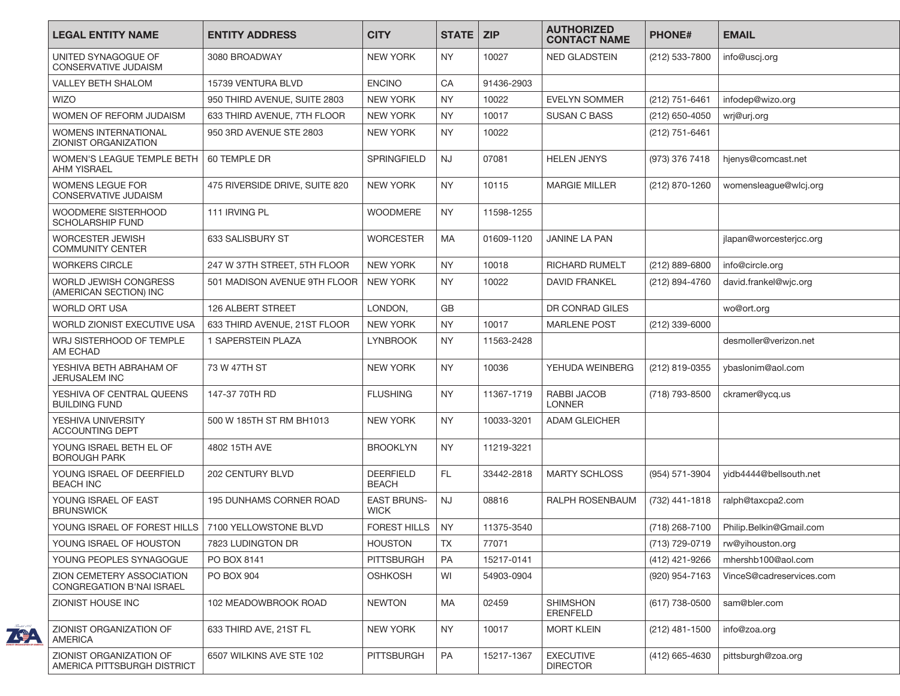| LEGAL ENTITY NAME | ENTITY ADDRESS | CITY | STATE | ZIP | AUTHORIZED CONTACT NAME | PHONE# | EMAIL |
|---|---|---|---|---|---|---|---|
| UNITED SYNAGOGUE OF CONSERVATIVE JUDAISM | 3080 BROADWAY | NEW YORK | NY | 10027 | NED GLADSTEIN | (212) 533-7800 | info@uscj.org |
| VALLEY BETH SHALOM | 15739 VENTURA BLVD | ENCINO | CA | 91436-2903 | | | |
| WIZO | 950 THIRD AVENUE, SUITE 2803 | NEW YORK | NY | 10022 | EVELYN SOMMER | (212) 751-6461 | infodep@wizo.org |
| WOMEN OF REFORM JUDAISM | 633 THIRD AVENUE, 7TH FLOOR | NEW YORK | NY | 10017 | SUSAN C BASS | (212) 650-4050 | wrj@urj.org |
| WOMENS INTERNATIONAL ZIONIST ORGANIZATION | 950 3RD AVENUE STE 2803 | NEW YORK | NY | 10022 | | (212) 751-6461 | |
| WOMEN'S LEAGUE TEMPLE BETH AHM YISRAEL | 60 TEMPLE DR | SPRINGFIELD | NJ | 07081 | HELEN JENYS | (973) 376 7418 | hjenys@comcast.net |
| WOMENS LEGUE FOR CONSERVATIVE JUDAISM | 475 RIVERSIDE DRIVE, SUITE 820 | NEW YORK | NY | 10115 | MARGIE MILLER | (212) 870-1260 | womensleague@wlcj.org |
| WOODMERE SISTERHOOD SCHOLARSHIP FUND | 111 IRVING PL | WOODMERE | NY | 11598-1255 | | | |
| WORCESTER JEWISH COMMUNITY CENTER | 633 SALISBURY ST | WORCESTER | MA | 01609-1120 | JANINE LA PAN | | jlapan@worcesterjcc.org |
| WORKERS CIRCLE | 247 W 37TH STREET, 5TH FLOOR | NEW YORK | NY | 10018 | RICHARD RUMELT | (212) 889-6800 | info@circle.org |
| WORLD JEWISH CONGRESS (AMERICAN SECTION) INC | 501 MADISON AVENUE 9TH FLOOR | NEW YORK | NY | 10022 | DAVID FRANKEL | (212) 894-4760 | david.frankel@wjc.org |
| WORLD ORT USA | 126 ALBERT STREET | LONDON, | GB | | DR CONRAD GILES | | wo@ort.org |
| WORLD ZIONIST EXECUTIVE USA | 633 THIRD AVENUE, 21ST FLOOR | NEW YORK | NY | 10017 | MARLENE POST | (212) 339-6000 | |
| WRJ SISTERHOOD OF TEMPLE AM ECHAD | 1 SAPERSTEIN PLAZA | LYNBROOK | NY | 11563-2428 | | | desmoller@verizon.net |
| YESHIVA BETH ABRAHAM OF JERUSALEM INC | 73 W 47TH ST | NEW YORK | NY | 10036 | YEHUDA WEINBERG | (212) 819-0355 | ybaslonim@aol.com |
| YESHIVA OF CENTRAL QUEENS BUILDING FUND | 147-37 70TH RD | FLUSHING | NY | 11367-1719 | RABBI JACOB LONNER | (718) 793-8500 | ckramer@ycq.us |
| YESHIVA UNIVERSITY ACCOUNTING DEPT | 500 W 185TH ST RM BH1013 | NEW YORK | NY | 10033-3201 | ADAM GLEICHER | | |
| YOUNG ISRAEL BETH EL OF BOROUGH PARK | 4802 15TH AVE | BROOKLYN | NY | 11219-3221 | | | |
| YOUNG ISRAEL OF DEERFIELD BEACH INC | 202 CENTURY BLVD | DEERFIELD BEACH | FL | 33442-2818 | MARTY SCHLOSS | (954) 571-3904 | yidb4444@bellsouth.net |
| YOUNG ISRAEL OF EAST BRUNSWICK | 195 DUNHAMS CORNER ROAD | EAST BRUNS-WICK | NJ | 08816 | RALPH ROSENBAUM | (732) 441-1818 | ralph@taxcpa2.com |
| YOUNG ISRAEL OF FOREST HILLS | 7100 YELLOWSTONE BLVD | FOREST HILLS | NY | 11375-3540 | | (718) 268-7100 | Philip.Belkin@Gmail.com |
| YOUNG ISRAEL OF HOUSTON | 7823 LUDINGTON DR | HOUSTON | TX | 77071 | | (713) 729-0719 | rw@yihouston.org |
| YOUNG PEOPLES SYNAGOGUE | PO BOX 8141 | PITTSBURGH | PA | 15217-0141 | | (412) 421-9266 | mhershb100@aol.com |
| ZION CEMETERY ASSOCIATION CONGREGATION B'NAI ISRAEL | PO BOX 904 | OSHKOSH | WI | 54903-0904 | | (920) 954-7163 | VinceS@cadreservices.com |
| ZIONIST HOUSE INC | 102 MEADOWBROOK ROAD | NEWTON | MA | 02459 | SHIMSHON ERENFELD | (617) 738-0500 | sam@bler.com |
| ZIONIST ORGANIZATION OF AMERICA | 633 THIRD AVE, 21ST FL | NEW YORK | NY | 10017 | MORT KLEIN | (212) 481-1500 | info@zoa.org |
| ZIONIST ORGANIZATION OF AMERICA PITTSBURGH DISTRICT | 6507 WILKINS AVE STE 102 | PITTSBURGH | PA | 15217-1367 | EXECUTIVE DIRECTOR | (412) 665-4630 | pittsburgh@zoa.org |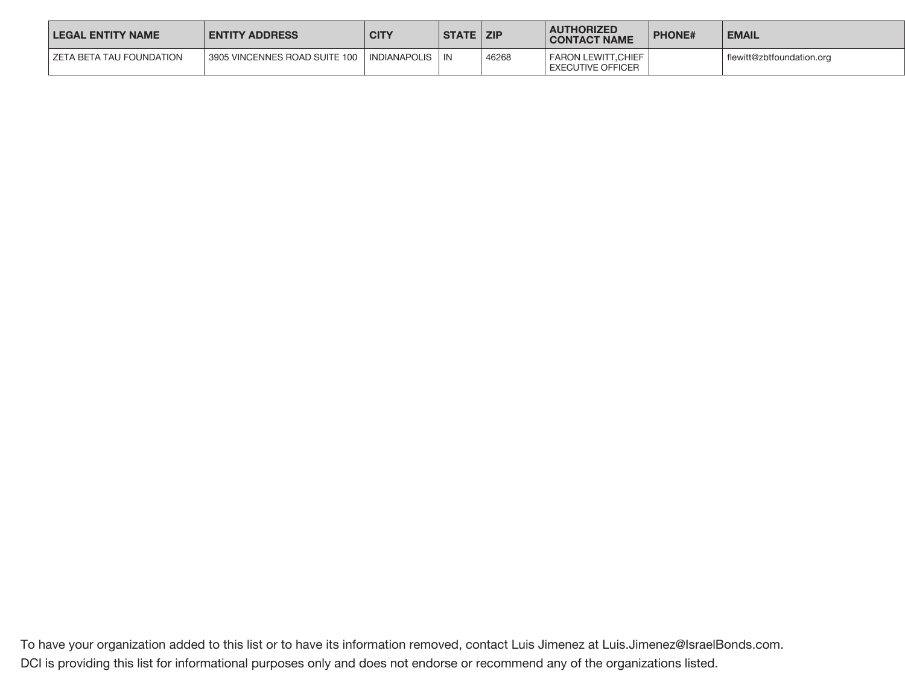| LEGAL ENTITY NAME | ENTITY ADDRESS | CITY | STATE | ZIP | AUTHORIZED CONTACT NAME | PHONE# | EMAIL |
|---|---|---|---|---|---|---|---|
| ZETA BETA TAU FOUNDATION | 3905 VINCENNES ROAD SUITE 100 | INDIANAPOLIS | IN | 46268 | FARON LEWITT,CHIEF EXECUTIVE OFFICER | | flewitt@zbtfoundation.org |

To have your organization added to this list or to have its information removed, contact Luis Jimenez at Luis.Jimenez@IsraelBonds.com.
DCI is providing this list for informational purposes only and does not endorse or recommend any of the organizations listed.